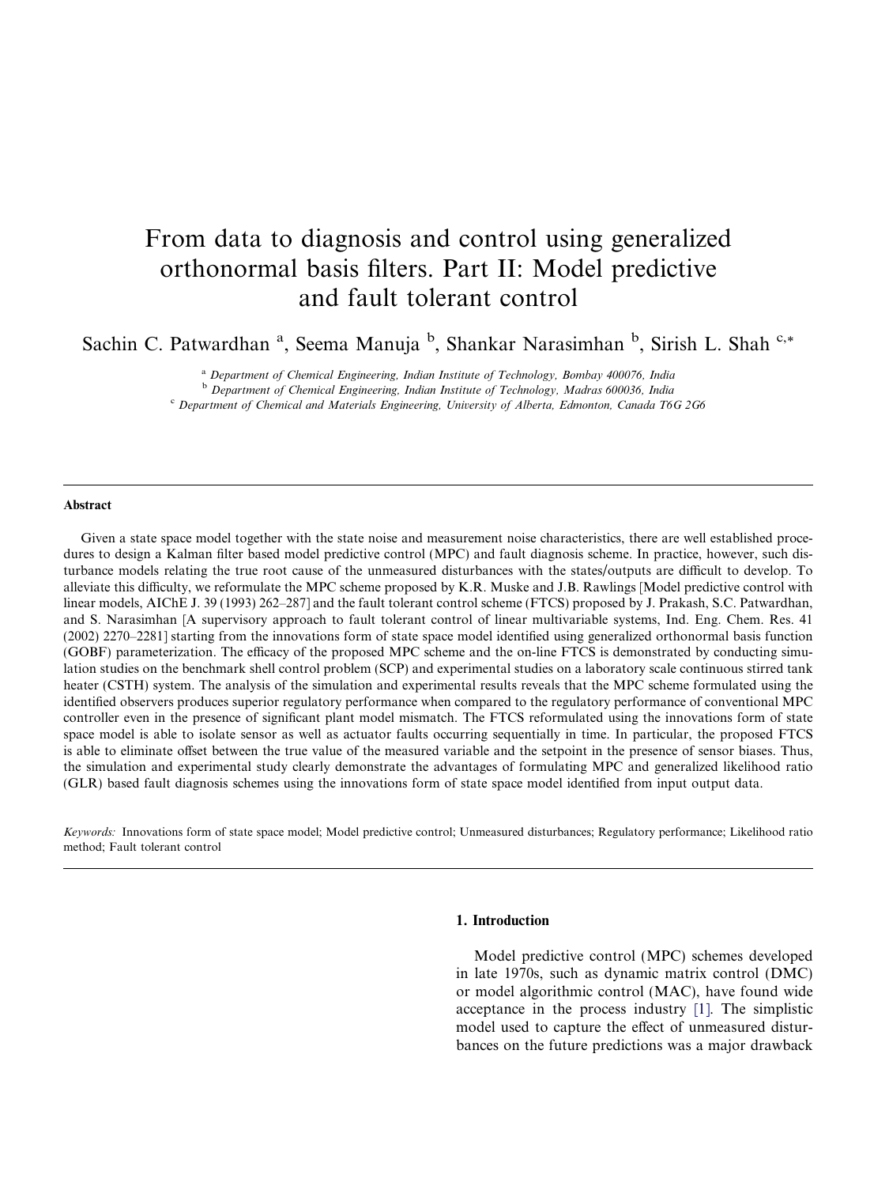# From data to diagnosis and control using generalized orthonormal basis filters. Part II: Model predictive and fault tolerant control

Sachin C. Patwardhan [a], Seema Manuja [b], Shankar Narasimhan [b], Sirish L. Shah [c,*]

[a] *Department of Chemical Engineering, Indian Institute of Technology, Bombay 400076, India*

[b] *Department of Chemical Engineering, Indian Institute of Technology, Madras 600036, India*

[c] *Department of Chemical and Materials Engineering, University of Alberta, Edmonton, Canada T6G 2G6*

---

**Abstract**

Given a state space model together with the state noise and measurement noise characteristics, there are well established procedures to design a Kalman filter based model predictive control (MPC) and fault diagnosis scheme. In practice, however, such disturbance models relating the true root cause of the unmeasured disturbances with the states/outputs are difficult to develop. To alleviate this difficulty, we reformulate the MPC scheme proposed by K.R. Muske and J.B. Rawlings [Model predictive control with linear models, AIChE J. 39 (1993) 262–287] and the fault tolerant control scheme (FTCS) proposed by J. Prakash, S.C. Patwardhan, and S. Narasimhan [A supervisory approach to fault tolerant control of linear multivariable systems, Ind. Eng. Chem. Res. 41 (2002) 2270–2281] starting from the innovations form of state space model identified using generalized orthonormal basis function (GOBF) parameterization. The efficacy of the proposed MPC scheme and the on-line FTCS is demonstrated by conducting simulation studies on the benchmark shell control problem (SCP) and experimental studies on a laboratory scale continuous stirred tank heater (CSTH) system. The analysis of the simulation and experimental results reveals that the MPC scheme formulated using the identified observers produces superior regulatory performance when compared to the regulatory performance of conventional MPC controller even in the presence of significant plant model mismatch. The FTCS reformulated using the innovations form of state space model is able to isolate sensor as well as actuator faults occurring sequentially in time. In particular, the proposed FTCS is able to eliminate offset between the true value of the measured variable and the setpoint in the presence of sensor biases. Thus, the simulation and experimental study clearly demonstrate the advantages of formulating MPC and generalized likelihood ratio (GLR) based fault diagnosis schemes using the innovations form of state space model identified from input output data.

*Keywords:* Innovations form of state space model; Model predictive control; Unmeasured disturbances; Regulatory performance; Likelihood ratio method; Fault tolerant control

---

## 1. Introduction

Model predictive control (MPC) schemes developed in late 1970s, such as dynamic matrix control (DMC) or model algorithmic control (MAC), have found wide acceptance in the process industry [1]. The simplistic model used to capture the effect of unmeasured disturbances on the future predictions was a major drawback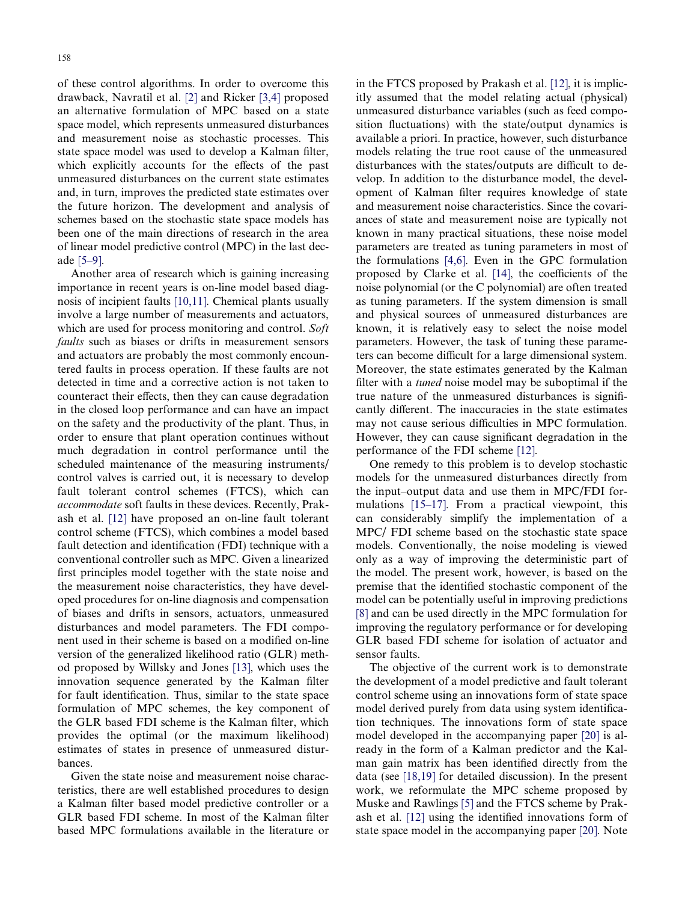of these control algorithms. In order to overcome this drawback, Navratil et al. [2] and Ricker [3,4] proposed an alternative formulation of MPC based on a state space model, which represents unmeasured disturbances and measurement noise as stochastic processes. This state space model was used to develop a Kalman filter, which explicitly accounts for the effects of the past unmeasured disturbances on the current state estimates and, in turn, improves the predicted state estimates over the future horizon. The development and analysis of schemes based on the stochastic state space models has been one of the main directions of research in the area of linear model predictive control (MPC) in the last decade [5–9].

Another area of research which is gaining increasing importance in recent years is on-line model based diagnosis of incipient faults [10,11]. Chemical plants usually involve a large number of measurements and actuators, which are used for process monitoring and control. *Soft faults* such as biases or drifts in measurement sensors and actuators are probably the most commonly encountered faults in process operation. If these faults are not detected in time and a corrective action is not taken to counteract their effects, then they can cause degradation in the closed loop performance and can have an impact on the safety and the productivity of the plant. Thus, in order to ensure that plant operation continues without much degradation in control performance until the scheduled maintenance of the measuring instruments/control valves is carried out, it is necessary to develop fault tolerant control schemes (FTCS), which can *accommodate* soft faults in these devices. Recently, Prakash et al. [12] have proposed an on-line fault tolerant control scheme (FTCS), which combines a model based fault detection and identification (FDI) technique with a conventional controller such as MPC. Given a linearized first principles model together with the state noise and the measurement noise characteristics, they have developed procedures for on-line diagnosis and compensation of biases and drifts in sensors, actuators, unmeasured disturbances and model parameters. The FDI component used in their scheme is based on a modified on-line version of the generalized likelihood ratio (GLR) method proposed by Willsky and Jones [13], which uses the innovation sequence generated by the Kalman filter for fault identification. Thus, similar to the state space formulation of MPC schemes, the key component of the GLR based FDI scheme is the Kalman filter, which provides the optimal (or the maximum likelihood) estimates of states in presence of unmeasured disturbances.

Given the state noise and measurement noise characteristics, there are well established procedures to design a Kalman filter based model predictive controller or a GLR based FDI scheme. In most of the Kalman filter based MPC formulations available in the literature or in the FTCS proposed by Prakash et al. [12], it is implicitly assumed that the model relating actual (physical) unmeasured disturbance variables (such as feed composition fluctuations) with the state/output dynamics is available a priori. In practice, however, such disturbance models relating the true root cause of the unmeasured disturbances with the states/outputs are difficult to develop. In addition to the disturbance model, the development of Kalman filter requires knowledge of state and measurement noise characteristics. Since the covariances of state and measurement noise are typically not known in many practical situations, these noise model parameters are treated as tuning parameters in most of the formulations [4,6]. Even in the GPC formulation proposed by Clarke et al. [14], the coefficients of the noise polynomial (or the C polynomial) are often treated as tuning parameters. If the system dimension is small and physical sources of unmeasured disturbances are known, it is relatively easy to select the noise model parameters. However, the task of tuning these parameters can become difficult for a large dimensional system. Moreover, the state estimates generated by the Kalman filter with a *tuned* noise model may be suboptimal if the true nature of the unmeasured disturbances is significantly different. The inaccuracies in the state estimates may not cause serious difficulties in MPC formulation. However, they can cause significant degradation in the performance of the FDI scheme [12].

One remedy to this problem is to develop stochastic models for the unmeasured disturbances directly from the input–output data and use them in MPC/FDI formulations [15–17]. From a practical viewpoint, this can considerably simplify the implementation of a MPC/ FDI scheme based on the stochastic state space models. Conventionally, the noise modeling is viewed only as a way of improving the deterministic part of the model. The present work, however, is based on the premise that the identified stochastic component of the model can be potentially useful in improving predictions [8] and can be used directly in the MPC formulation for improving the regulatory performance or for developing GLR based FDI scheme for isolation of actuator and sensor faults.

The objective of the current work is to demonstrate the development of a model predictive and fault tolerant control scheme using an innovations form of state space model derived purely from data using system identification techniques. The innovations form of state space model developed in the accompanying paper [20] is already in the form of a Kalman predictor and the Kalman gain matrix has been identified directly from the data (see [18,19] for detailed discussion). In the present work, we reformulate the MPC scheme proposed by Muske and Rawlings [5] and the FTCS scheme by Prakash et al. [12] using the identified innovations form of state space model in the accompanying paper [20]. Note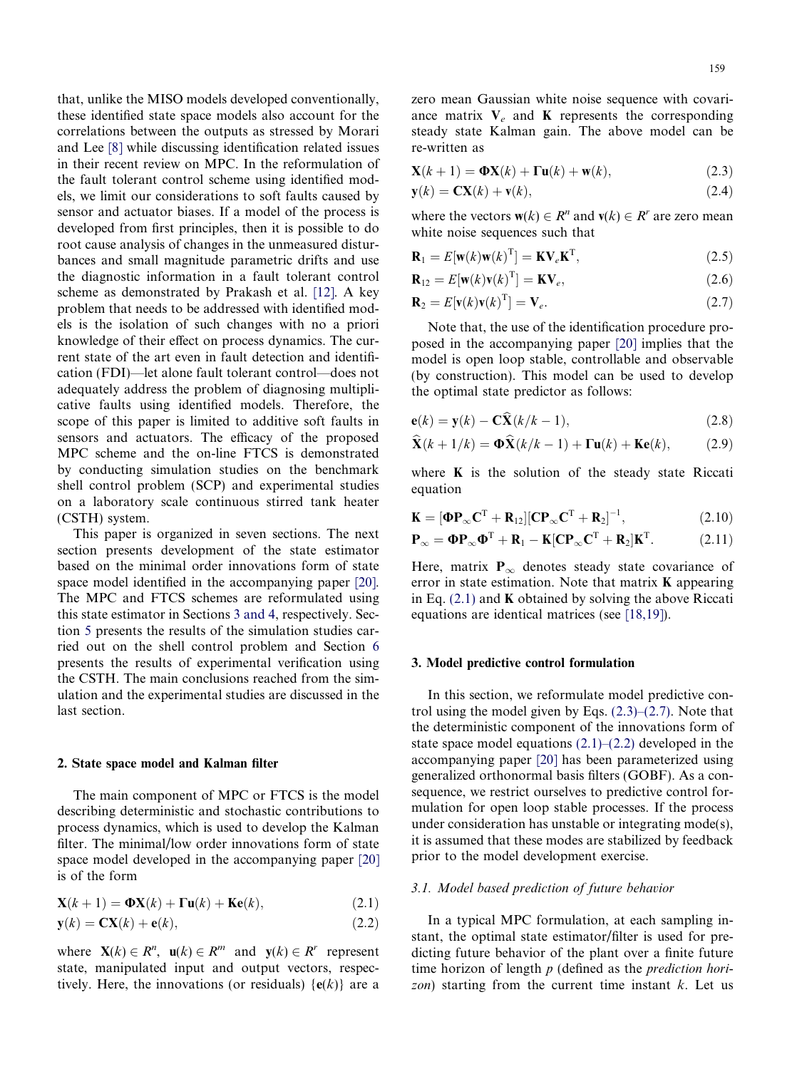that, unlike the MISO models developed conventionally, these identified state space models also account for the correlations between the outputs as stressed by Morari and Lee [8] while discussing identification related issues in their recent review on MPC. In the reformulation of the fault tolerant control scheme using identified models, we limit our considerations to soft faults caused by sensor and actuator biases. If a model of the process is developed from first principles, then it is possible to do root cause analysis of changes in the unmeasured disturbances and small magnitude parametric drifts and use the diagnostic information in a fault tolerant control scheme as demonstrated by Prakash et al. [12]. A key problem that needs to be addressed with identified models is the isolation of such changes with no a priori knowledge of their effect on process dynamics. The current state of the art even in fault detection and identification (FDI)—let alone fault tolerant control—does not adequately address the problem of diagnosing multiplicative faults using identified models. Therefore, the scope of this paper is limited to additive soft faults in sensors and actuators. The efficacy of the proposed MPC scheme and the on-line FTCS is demonstrated by conducting simulation studies on the benchmark shell control problem (SCP) and experimental studies on a laboratory scale continuous stirred tank heater (CSTH) system.

This paper is organized in seven sections. The next section presents development of the state estimator based on the minimal order innovations form of state space model identified in the accompanying paper [20]. The MPC and FTCS schemes are reformulated using this state estimator in Sections 3 and 4, respectively. Section 5 presents the results of the simulation studies carried out on the shell control problem and Section 6 presents the results of experimental verification using the CSTH. The main conclusions reached from the simulation and the experimental studies are discussed in the last section.

## 2. State space model and Kalman filter

The main component of MPC or FTCS is the model describing deterministic and stochastic contributions to process dynamics, which is used to develop the Kalman filter. The minimal/low order innovations form of state space model developed in the accompanying paper [20] is of the form

$$\mathbf{X}(k+1) = \mathbf{\Phi X}(k) + \mathbf{\Gamma u}(k) + \mathbf{Ke}(k), \tag{2.1}$$

$$\mathbf{y}(k) = \mathbf{CX}(k) + \mathbf{e}(k), \tag{2.2}$$

where $\mathbf{X}(k) \in R^n$, $\mathbf{u}(k) \in R^m$ and $\mathbf{y}(k) \in R^r$ represent state, manipulated input and output vectors, respectively. Here, the innovations (or residuals) $\{\mathbf{e}(k)\}$ are a zero mean Gaussian white noise sequence with covariance matrix $\mathbf{V}_e$ and $\mathbf{K}$ represents the corresponding steady state Kalman gain. The above model can be re-written as

$$\mathbf{X}(k+1) = \mathbf{\Phi X}(k) + \mathbf{\Gamma u}(k) + \mathbf{w}(k), \tag{2.3}$$

$$\mathbf{y}(k) = \mathbf{CX}(k) + \mathbf{v}(k), \tag{2.4}$$

where the vectors $\mathbf{w}(k) \in R^n$ and $\mathbf{v}(k) \in R^r$ are zero mean white noise sequences such that

$$\mathbf{R}_1 = E[\mathbf{w}(k)\mathbf{w}(k)^{\mathrm{T}}] = \mathbf{KV}_e\mathbf{K}^{\mathrm{T}}, \tag{2.5}$$

$$\mathbf{R}_{12} = E[\mathbf{w}(k)\mathbf{v}(k)^{\mathrm{T}}] = \mathbf{KV}_e, \tag{2.6}$$

$$\mathbf{R}_2 = E[\mathbf{v}(k)\mathbf{v}(k)^{\mathrm{T}}] = \mathbf{V}_e. \tag{2.7}$$

Note that, the use of the identification procedure proposed in the accompanying paper [20] implies that the model is open loop stable, controllable and observable (by construction). This model can be used to develop the optimal state predictor as follows:

$$\mathbf{e}(k) = \mathbf{y}(k) - \mathbf{C}\widehat{\mathbf{X}}(k/k-1), \tag{2.8}$$

$$\widehat{\mathbf{X}}(k+1/k) = \mathbf{\Phi}\widehat{\mathbf{X}}(k/k-1) + \mathbf{\Gamma u}(k) + \mathbf{Ke}(k), \tag{2.9}$$

where $\mathbf{K}$ is the solution of the steady state Riccati equation

$$\mathbf{K} = [\mathbf{\Phi P}_\infty\mathbf{C}^{\mathrm{T}} + \mathbf{R}_{12}][\mathbf{CP}_\infty\mathbf{C}^{\mathrm{T}} + \mathbf{R}_2]^{-1}, \tag{2.10}$$

$$\mathbf{P}_\infty = \mathbf{\Phi P}_\infty\mathbf{\Phi}^{\mathrm{T}} + \mathbf{R}_1 - \mathbf{K}[\mathbf{CP}_\infty\mathbf{C}^{\mathrm{T}} + \mathbf{R}_2]\mathbf{K}^{\mathrm{T}}. \tag{2.11}$$

Here, matrix $\mathbf{P}_\infty$ denotes steady state covariance of error in state estimation. Note that matrix $\mathbf{K}$ appearing in Eq. (2.1) and $\mathbf{K}$ obtained by solving the above Riccati equations are identical matrices (see [18,19]).

## 3. Model predictive control formulation

In this section, we reformulate model predictive control using the model given by Eqs. (2.3)–(2.7). Note that the deterministic component of the innovations form of state space model equations (2.1)–(2.2) developed in the accompanying paper [20] has been parameterized using generalized orthonormal basis filters (GOBF). As a consequence, we restrict ourselves to predictive control formulation for open loop stable processes. If the process under consideration has unstable or integrating mode(s), it is assumed that these modes are stabilized by feedback prior to the model development exercise.

### 3.1. Model based prediction of future behavior

In a typical MPC formulation, at each sampling instant, the optimal state estimator/filter is used for predicting future behavior of the plant over a finite future time horizon of length $p$ (defined as the *prediction horizon*) starting from the current time instant $k$. Let us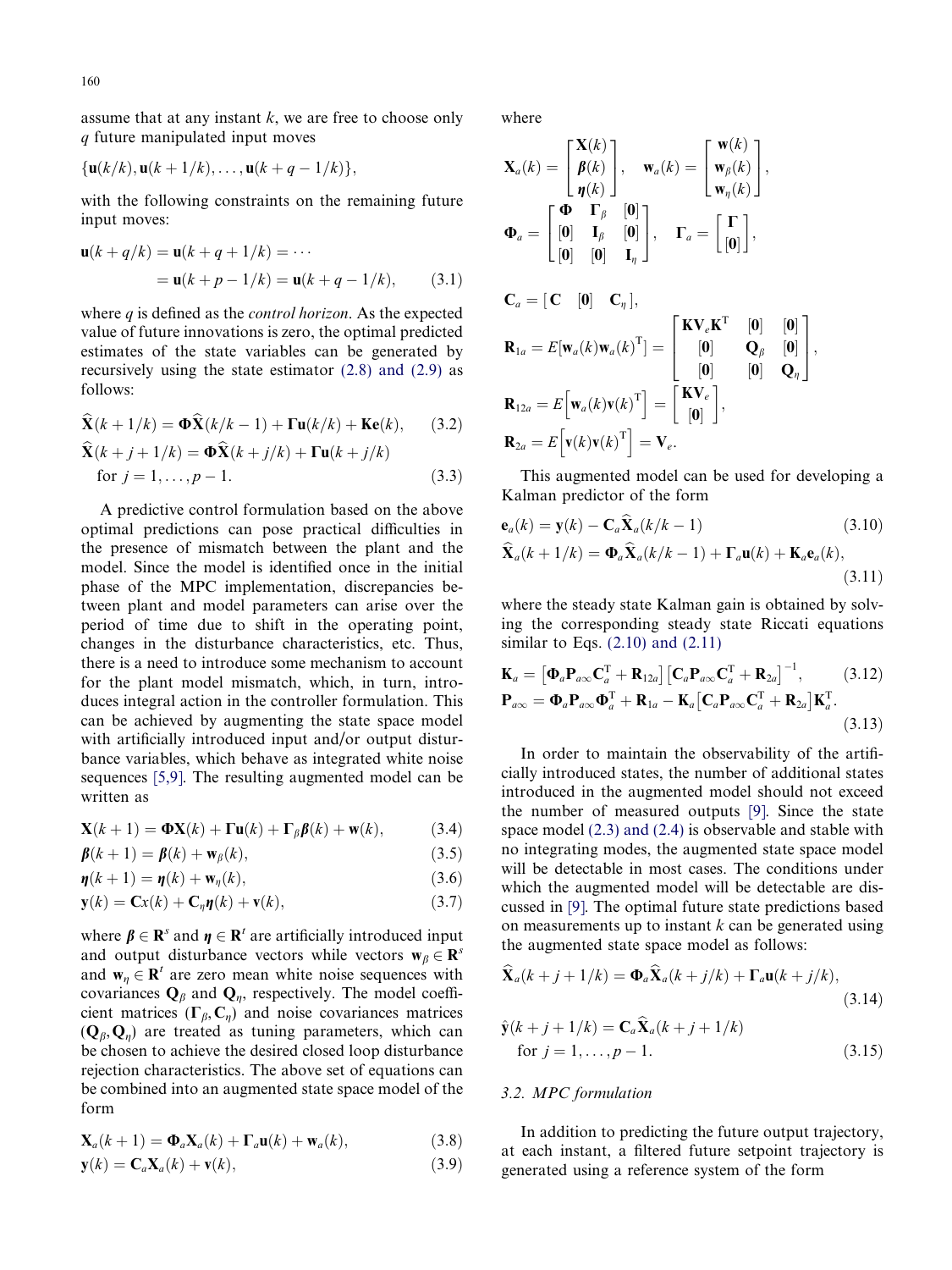assume that at any instant $k$, we are free to choose only $q$ future manipulated input moves

$$\{\mathbf{u}(k/k), \mathbf{u}(k+1/k), \ldots, \mathbf{u}(k+q-1/k)\},$$

with the following constraints on the remaining future input moves:

$$\mathbf{u}(k+q/k) = \mathbf{u}(k+q+1/k) = \cdots = \mathbf{u}(k+p-1/k) = \mathbf{u}(k+q-1/k), \tag{3.1}$$

where $q$ is defined as the *control horizon*. As the expected value of future innovations is zero, the optimal predicted estimates of the state variables can be generated by recursively using the state estimator (2.8) and (2.9) as follows:

$$\widehat{\mathbf{X}}(k+1/k) = \mathbf{\Phi}\widehat{\mathbf{X}}(k/k-1) + \mathbf{\Gamma}\mathbf{u}(k/k) + \mathbf{K}\mathbf{e}(k), \tag{3.2}$$

$$\widehat{\mathbf{X}}(k+j+1/k) = \mathbf{\Phi}\widehat{\mathbf{X}}(k+j/k) + \mathbf{\Gamma}\mathbf{u}(k+j/k) \quad \text{for } j = 1, \ldots, p-1. \tag{3.3}$$

A predictive control formulation based on the above optimal predictions can pose practical difficulties in the presence of mismatch between the plant and the model. Since the model is identified once in the initial phase of the MPC implementation, discrepancies between plant and model parameters can arise over the period of time due to shift in the operating point, changes in the disturbance characteristics, etc. Thus, there is a need to introduce some mechanism to account for the plant model mismatch, which, in turn, introduces integral action in the controller formulation. This can be achieved by augmenting the state space model with artificially introduced input and/or output disturbance variables, which behave as integrated white noise sequences [5,9]. The resulting augmented model can be written as

$$\mathbf{X}(k+1) = \mathbf{\Phi}\mathbf{X}(k) + \mathbf{\Gamma}\mathbf{u}(k) + \mathbf{\Gamma}_{\beta}\boldsymbol{\beta}(k) + \mathbf{w}(k), \tag{3.4}$$

$$\boldsymbol{\beta}(k+1) = \boldsymbol{\beta}(k) + \mathbf{w}_{\beta}(k), \tag{3.5}$$

$$\boldsymbol{\eta}(k+1) = \boldsymbol{\eta}(k) + \mathbf{w}_{\eta}(k), \tag{3.6}$$

$$\mathbf{y}(k) = \mathbf{C}x(k) + \mathbf{C}_{\eta}\boldsymbol{\eta}(k) + \mathbf{v}(k), \tag{3.7}$$

where $\boldsymbol{\beta} \in \mathbf{R}^{s}$ and $\boldsymbol{\eta} \in \mathbf{R}^{t}$ are artificially introduced input and output disturbance vectors while vectors $\mathbf{w}_{\beta} \in \mathbf{R}^{s}$ and $\mathbf{w}_{\eta} \in \mathbf{R}^{t}$ are zero mean white noise sequences with covariances $\mathbf{Q}_{\beta}$ and $\mathbf{Q}_{\eta}$, respectively. The model coefficient matrices $(\mathbf{\Gamma}_{\beta}, \mathbf{C}_{\eta})$ and noise covariances matrices $(\mathbf{Q}_{\beta}, \mathbf{Q}_{\eta})$ are treated as tuning parameters, which can be chosen to achieve the desired closed loop disturbance rejection characteristics. The above set of equations can be combined into an augmented state space model of the form

$$\mathbf{X}_{a}(k+1) = \mathbf{\Phi}_{a}\mathbf{X}_{a}(k) + \mathbf{\Gamma}_{a}\mathbf{u}(k) + \mathbf{w}_{a}(k), \tag{3.8}$$

$$\mathbf{y}(k) = \mathbf{C}_{a}\mathbf{X}_{a}(k) + \mathbf{v}(k), \tag{3.9}$$

where

$$\mathbf{X}_{a}(k) = \begin{bmatrix} \mathbf{X}(k) \\ \boldsymbol{\beta}(k) \\ \boldsymbol{\eta}(k) \end{bmatrix}, \quad \mathbf{w}_{a}(k) = \begin{bmatrix} \mathbf{w}(k) \\ \mathbf{w}_{\beta}(k) \\ \mathbf{w}_{\eta}(k) \end{bmatrix},$$

$$\mathbf{\Phi}_{a} = \begin{bmatrix} \mathbf{\Phi} & \mathbf{\Gamma}_{\beta} & [\mathbf{0}] \\ [\mathbf{0}] & \mathbf{I}_{\beta} & [\mathbf{0}] \\ [\mathbf{0}] & [\mathbf{0}] & \mathbf{I}_{\eta} \end{bmatrix}, \quad \mathbf{\Gamma}_{a} = \begin{bmatrix} \mathbf{\Gamma} \\ [\mathbf{0}] \end{bmatrix},$$

$$\mathbf{C}_{a} = [\,\mathbf{C} \quad [\mathbf{0}] \quad \mathbf{C}_{\eta}\,],$$

$$\mathbf{R}_{1a} = E[\mathbf{w}_{a}(k)\mathbf{w}_{a}(k)^{\mathrm{T}}] = \begin{bmatrix} \mathbf{K}\mathbf{V}_{e}\mathbf{K}^{\mathrm{T}} & [\mathbf{0}] & [\mathbf{0}] \\ [\mathbf{0}] & \mathbf{Q}_{\beta} & [\mathbf{0}] \\ [\mathbf{0}] & [\mathbf{0}] & \mathbf{Q}_{\eta} \end{bmatrix},$$

$$\mathbf{R}_{12a} = E\left[\mathbf{w}_{a}(k)\mathbf{v}(k)^{\mathrm{T}}\right] = \begin{bmatrix} \mathbf{K}\mathbf{V}_{e} \\ [\mathbf{0}] \end{bmatrix},$$

$$\mathbf{R}_{2a} = E\left[\mathbf{v}(k)\mathbf{v}(k)^{\mathrm{T}}\right] = \mathbf{V}_{e}.$$

This augmented model can be used for developing a Kalman predictor of the form

$$\mathbf{e}_{a}(k) = \mathbf{y}(k) - \mathbf{C}_{a}\widehat{\mathbf{X}}_{a}(k/k-1) \tag{3.10}$$

$$\widehat{\mathbf{X}}_{a}(k+1/k) = \mathbf{\Phi}_{a}\widehat{\mathbf{X}}_{a}(k/k-1) + \mathbf{\Gamma}_{a}\mathbf{u}(k) + \mathbf{K}_{a}\mathbf{e}_{a}(k), \tag{3.11}$$

where the steady state Kalman gain is obtained by solving the corresponding steady state Riccati equations similar to Eqs. (2.10) and (2.11)

$$\mathbf{K}_{a} = \left[\mathbf{\Phi}_{a}\mathbf{P}_{a\infty}\mathbf{C}_{a}^{\mathrm{T}} + \mathbf{R}_{12a}\right]\left[\mathbf{C}_{a}\mathbf{P}_{a\infty}\mathbf{C}_{a}^{\mathrm{T}} + \mathbf{R}_{2a}\right]^{-1}, \tag{3.12}$$

$$\mathbf{P}_{a\infty} = \mathbf{\Phi}_{a}\mathbf{P}_{a\infty}\mathbf{\Phi}_{a}^{\mathrm{T}} + \mathbf{R}_{1a} - \mathbf{K}_{a}\left[\mathbf{C}_{a}\mathbf{P}_{a\infty}\mathbf{C}_{a}^{\mathrm{T}} + \mathbf{R}_{2a}\right]\mathbf{K}_{a}^{\mathrm{T}}. \tag{3.13}$$

In order to maintain the observability of the artificially introduced states, the number of additional states introduced in the augmented model should not exceed the number of measured outputs [9]. Since the state space model (2.3) and (2.4) is observable and stable with no integrating modes, the augmented state space model will be detectable in most cases. The conditions under which the augmented model will be detectable are discussed in [9]. The optimal future state predictions based on measurements up to instant $k$ can be generated using the augmented state space model as follows:

$$\widehat{\mathbf{X}}_{a}(k+j+1/k) = \mathbf{\Phi}_{a}\widehat{\mathbf{X}}_{a}(k+j/k) + \mathbf{\Gamma}_{a}\mathbf{u}(k+j/k), \tag{3.14}$$

$$\hat{\mathbf{y}}(k+j+1/k) = \mathbf{C}_{a}\widehat{\mathbf{X}}_{a}(k+j+1/k) \quad \text{for } j = 1, \ldots, p-1. \tag{3.15}$$

### 3.2. MPC formulation

In addition to predicting the future output trajectory, at each instant, a filtered future setpoint trajectory is generated using a reference system of the form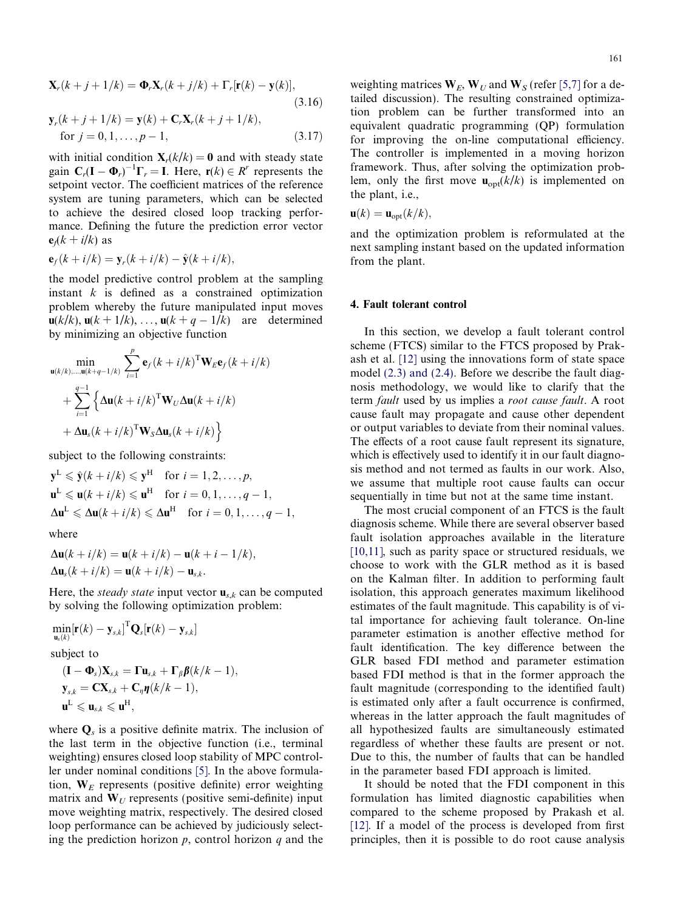$$\mathbf{X}_r(k+j+1/k) = \mathbf{\Phi}_r \mathbf{X}_r(k+j/k) + \mathbf{\Gamma}_r[\mathbf{r}(k) - \mathbf{y}(k)], \tag{3.16}$$

$$\mathbf{y}_r(k+j+1/k) = \mathbf{y}(k) + \mathbf{C}_r \mathbf{X}_r(k+j+1/k), \quad \text{for } j = 0, 1, \ldots, p-1, \tag{3.17}$$

with initial condition $\mathbf{X}_r(k/k) = \mathbf{0}$ and with steady state gain $\mathbf{C}_r(\mathbf{I} - \mathbf{\Phi}_r)^{-1}\mathbf{\Gamma}_r = \mathbf{I}$. Here, $\mathbf{r}(k) \in R^r$ represents the setpoint vector. The coefficient matrices of the reference system are tuning parameters, which can be selected to achieve the desired closed loop tracking performance. Defining the future the prediction error vector $\mathbf{e}_f(k+i/k)$ as

$$\mathbf{e}_f(k+i/k) = \mathbf{y}_r(k+i/k) - \hat{\mathbf{y}}(k+i/k),$$

the model predictive control problem at the sampling instant $k$ is defined as a constrained optimization problem whereby the future manipulated input moves $\mathbf{u}(k/k), \mathbf{u}(k+1/k), \ldots, \mathbf{u}(k+q-1/k)$ are determined by minimizing an objective function

$$\min_{\mathbf{u}(k/k),\ldots,\mathbf{u}(k+q-1/k)} \sum_{i=1}^{p} \mathbf{e}_f(k+i/k)^{\mathrm{T}} \mathbf{W}_E \mathbf{e}_f(k+i/k) + \sum_{i=1}^{q-1} \left\{ \Delta\mathbf{u}(k+i/k)^{\mathrm{T}} \mathbf{W}_U \Delta\mathbf{u}(k+i/k) + \Delta\mathbf{u}_s(k+i/k)^{\mathrm{T}} \mathbf{W}_S \Delta\mathbf{u}_s(k+i/k) \right\}$$

subject to the following constraints:

$$\mathbf{y}^{\mathrm{L}} \leqslant \hat{\mathbf{y}}(k+i/k) \leqslant \mathbf{y}^{\mathrm{H}} \quad \text{for } i = 1, 2, \ldots, p,$$
$$\mathbf{u}^{\mathrm{L}} \leqslant \mathbf{u}(k+i/k) \leqslant \mathbf{u}^{\mathrm{H}} \quad \text{for } i = 0, 1, \ldots, q-1,$$
$$\Delta\mathbf{u}^{\mathrm{L}} \leqslant \Delta\mathbf{u}(k+i/k) \leqslant \Delta\mathbf{u}^{\mathrm{H}} \quad \text{for } i = 0, 1, \ldots, q-1,$$

where

$$\Delta\mathbf{u}(k+i/k) = \mathbf{u}(k+i/k) - \mathbf{u}(k+i-1/k),$$
$$\Delta\mathbf{u}_s(k+i/k) = \mathbf{u}(k+i/k) - \mathbf{u}_{s,k}.$$

Here, the *steady state* input vector $\mathbf{u}_{s,k}$ can be computed by solving the following optimization problem:

$$\min_{\mathbf{u}_s(k)} [\mathbf{r}(k) - \mathbf{y}_{s,k}]^{\mathrm{T}} \mathbf{Q}_s [\mathbf{r}(k) - \mathbf{y}_{s,k}]$$

subject to

$$(\mathbf{I} - \mathbf{\Phi}_s)\mathbf{X}_{s,k} = \mathbf{\Gamma}\mathbf{u}_{s,k} + \mathbf{\Gamma}_\beta \boldsymbol{\beta}(k/k-1),$$
$$\mathbf{y}_{s,k} = \mathbf{C}\mathbf{X}_{s,k} + \mathbf{C}_\eta \boldsymbol{\eta}(k/k-1),$$
$$\mathbf{u}^{\mathrm{L}} \leqslant \mathbf{u}_{s,k} \leqslant \mathbf{u}^{\mathrm{H}},$$

where $\mathbf{Q}_s$ is a positive definite matrix. The inclusion of the last term in the objective function (i.e., terminal weighting) ensures closed loop stability of MPC controller under nominal conditions [5]. In the above formulation, $\mathbf{W}_E$ represents (positive definite) error weighting matrix and $\mathbf{W}_U$ represents (positive semi-definite) input move weighting matrix, respectively. The desired closed loop performance can be achieved by judiciously selecting the prediction horizon $p$, control horizon $q$ and the weighting matrices $\mathbf{W}_E$, $\mathbf{W}_U$ and $\mathbf{W}_S$ (refer [5,7] for a detailed discussion). The resulting constrained optimization problem can be further transformed into an equivalent quadratic programming (QP) formulation for improving the on-line computational efficiency. The controller is implemented in a moving horizon framework. Thus, after solving the optimization problem, only the first move $\mathbf{u}_{\mathrm{opt}}(k/k)$ is implemented on the plant, i.e.,

$$\mathbf{u}(k) = \mathbf{u}_{\mathrm{opt}}(k/k),$$

and the optimization problem is reformulated at the next sampling instant based on the updated information from the plant.

## 4. Fault tolerant control

In this section, we develop a fault tolerant control scheme (FTCS) similar to the FTCS proposed by Prakash et al. [12] using the innovations form of state space model (2.3) and (2.4). Before we describe the fault diagnosis methodology, we would like to clarify that the term *fault* used by us implies a *root cause fault*. A root cause fault may propagate and cause other dependent or output variables to deviate from their nominal values. The effects of a root cause fault represent its signature, which is effectively used to identify it in our fault diagnosis method and not termed as faults in our work. Also, we assume that multiple root cause faults can occur sequentially in time but not at the same time instant.

The most crucial component of an FTCS is the fault diagnosis scheme. While there are several observer based fault isolation approaches available in the literature [10,11], such as parity space or structured residuals, we choose to work with the GLR method as it is based on the Kalman filter. In addition to performing fault isolation, this approach generates maximum likelihood estimates of the fault magnitude. This capability is of vital importance for achieving fault tolerance. On-line parameter estimation is another effective method for fault identification. The key difference between the GLR based FDI method and parameter estimation based FDI method is that in the former approach the fault magnitude (corresponding to the identified fault) is estimated only after a fault occurrence is confirmed, whereas in the latter approach the fault magnitudes of all hypothesized faults are simultaneously estimated regardless of whether these faults are present or not. Due to this, the number of faults that can be handled in the parameter based FDI approach is limited.

It should be noted that the FDI component in this formulation has limited diagnostic capabilities when compared to the scheme proposed by Prakash et al. [12]. If a model of the process is developed from first principles, then it is possible to do root cause analysis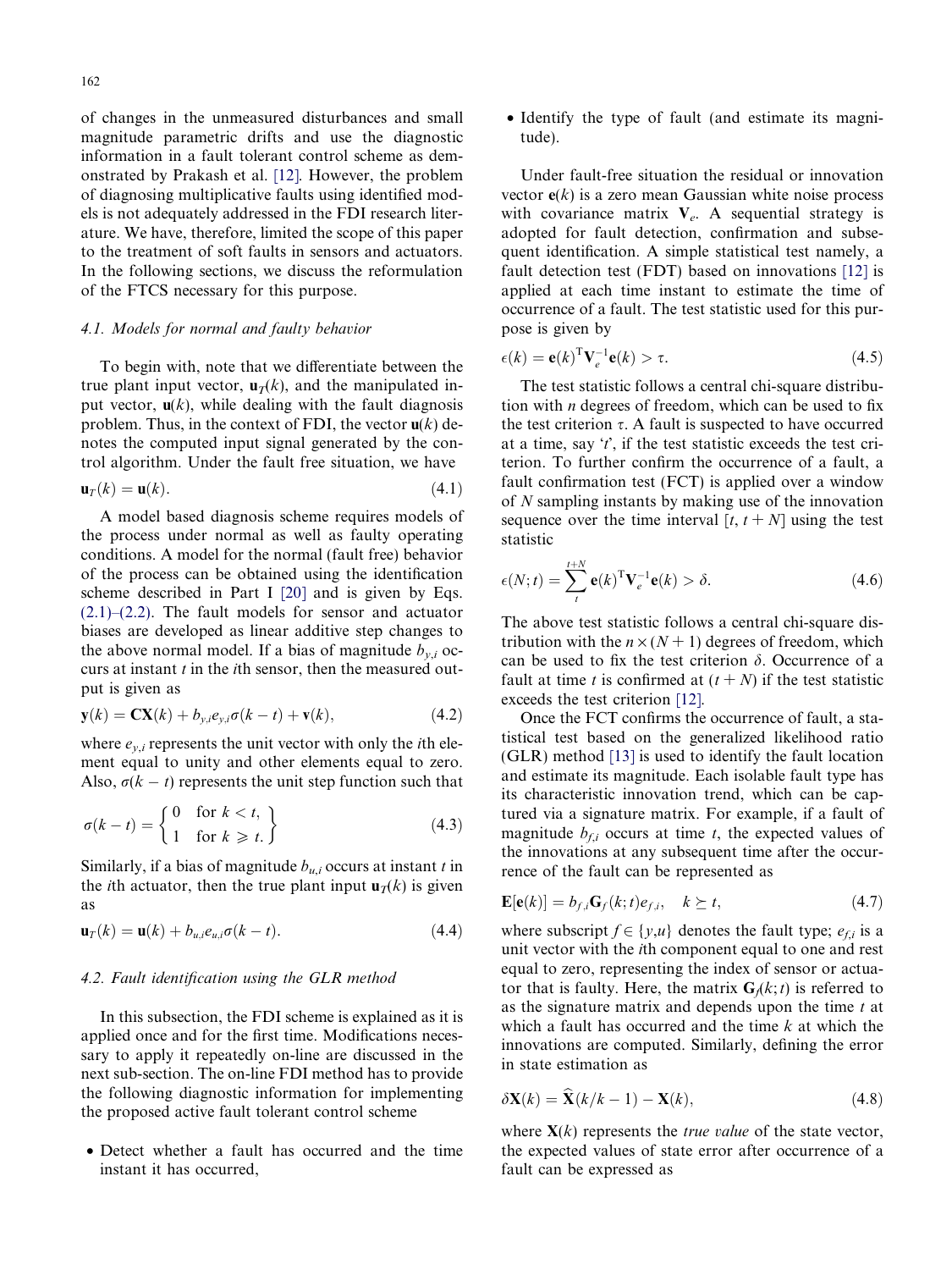of changes in the unmeasured disturbances and small magnitude parametric drifts and use the diagnostic information in a fault tolerant control scheme as demonstrated by Prakash et al. [12]. However, the problem of diagnosing multiplicative faults using identified models is not adequately addressed in the FDI research literature. We have, therefore, limited the scope of this paper to the treatment of soft faults in sensors and actuators. In the following sections, we discuss the reformulation of the FTCS necessary for this purpose.

### 4.1. Models for normal and faulty behavior

To begin with, note that we differentiate between the true plant input vector, $\mathbf{u}_T(k)$, and the manipulated input vector, $\mathbf{u}(k)$, while dealing with the fault diagnosis problem. Thus, in the context of FDI, the vector $\mathbf{u}(k)$ denotes the computed input signal generated by the control algorithm. Under the fault free situation, we have

$$\mathbf{u}_T(k) = \mathbf{u}(k). \tag{4.1}$$

A model based diagnosis scheme requires models of the process under normal as well as faulty operating conditions. A model for the normal (fault free) behavior of the process can be obtained using the identification scheme described in Part I [20] and is given by Eqs. (2.1)–(2.2). The fault models for sensor and actuator biases are developed as linear additive step changes to the above normal model. If a bias of magnitude $b_{y,i}$ occurs at instant $t$ in the $i$th sensor, then the measured output is given as

$$\mathbf{y}(k) = \mathbf{C}\mathbf{X}(k) + b_{y,i}e_{y,i}\sigma(k-t) + \mathbf{v}(k), \tag{4.2}$$

where $e_{y,i}$ represents the unit vector with only the $i$th element equal to unity and other elements equal to zero. Also, $\sigma(k-t)$ represents the unit step function such that

$$\sigma(k-t) = \left\{ \begin{array}{ll} 0 & \text{for } k < t, \\ 1 & \text{for } k \geqslant t. \end{array} \right\} \tag{4.3}$$

Similarly, if a bias of magnitude $b_{u,i}$ occurs at instant $t$ in the $i$th actuator, then the true plant input $\mathbf{u}_T(k)$ is given as

$$\mathbf{u}_T(k) = \mathbf{u}(k) + b_{u,i}e_{u,i}\sigma(k-t). \tag{4.4}$$

### 4.2. Fault identification using the GLR method

In this subsection, the FDI scheme is explained as it is applied once and for the first time. Modifications necessary to apply it repeatedly on-line are discussed in the next sub-section. The on-line FDI method has to provide the following diagnostic information for implementing the proposed active fault tolerant control scheme

- Detect whether a fault has occurred and the time instant it has occurred,
- Identify the type of fault (and estimate its magnitude).

Under fault-free situation the residual or innovation vector $\mathbf{e}(k)$ is a zero mean Gaussian white noise process with covariance matrix $\mathbf{V}_e$. A sequential strategy is adopted for fault detection, confirmation and subsequent identification. A simple statistical test namely, a fault detection test (FDT) based on innovations [12] is applied at each time instant to estimate the time of occurrence of a fault. The test statistic used for this purpose is given by

$$\epsilon(k) = \mathbf{e}(k)^{\mathrm{T}}\mathbf{V}_e^{-1}\mathbf{e}(k) > \tau. \tag{4.5}$$

The test statistic follows a central chi-square distribution with $n$ degrees of freedom, which can be used to fix the test criterion $\tau$. A fault is suspected to have occurred at a time, say '$t$', if the test statistic exceeds the test criterion. To further confirm the occurrence of a fault, a fault confirmation test (FCT) is applied over a window of $N$ sampling instants by making use of the innovation sequence over the time interval $[t, t+N]$ using the test statistic

$$\epsilon(N;t) = \sum_{t}^{t+N} \mathbf{e}(k)^{\mathrm{T}}\mathbf{V}_e^{-1}\mathbf{e}(k) > \delta. \tag{4.6}$$

The above test statistic follows a central chi-square distribution with the $n \times (N+1)$ degrees of freedom, which can be used to fix the test criterion $\delta$. Occurrence of a fault at time $t$ is confirmed at $(t+N)$ if the test statistic exceeds the test criterion [12].

Once the FCT confirms the occurrence of fault, a statistical test based on the generalized likelihood ratio (GLR) method [13] is used to identify the fault location and estimate its magnitude. Each isolable fault type has its characteristic innovation trend, which can be captured via a signature matrix. For example, if a fault of magnitude $b_{f,i}$ occurs at time $t$, the expected values of the innovations at any subsequent time after the occurrence of the fault can be represented as

$$\mathbf{E}[\mathbf{e}(k)] = b_{f,i}\mathbf{G}_f(k;t)e_{f,i}, \quad k \succeq t, \tag{4.7}$$

where subscript $f \in \{y,u\}$ denotes the fault type; $e_{f,i}$ is a unit vector with the $i$th component equal to one and rest equal to zero, representing the index of sensor or actuator that is faulty. Here, the matrix $\mathbf{G}_f(k;t)$ is referred to as the signature matrix and depends upon the time $t$ at which a fault has occurred and the time $k$ at which the innovations are computed. Similarly, defining the error in state estimation as

$$\delta\mathbf{X}(k) = \widehat{\mathbf{X}}(k/k-1) - \mathbf{X}(k), \tag{4.8}$$

where $\mathbf{X}(k)$ represents the *true value* of the state vector, the expected values of state error after occurrence of a fault can be expressed as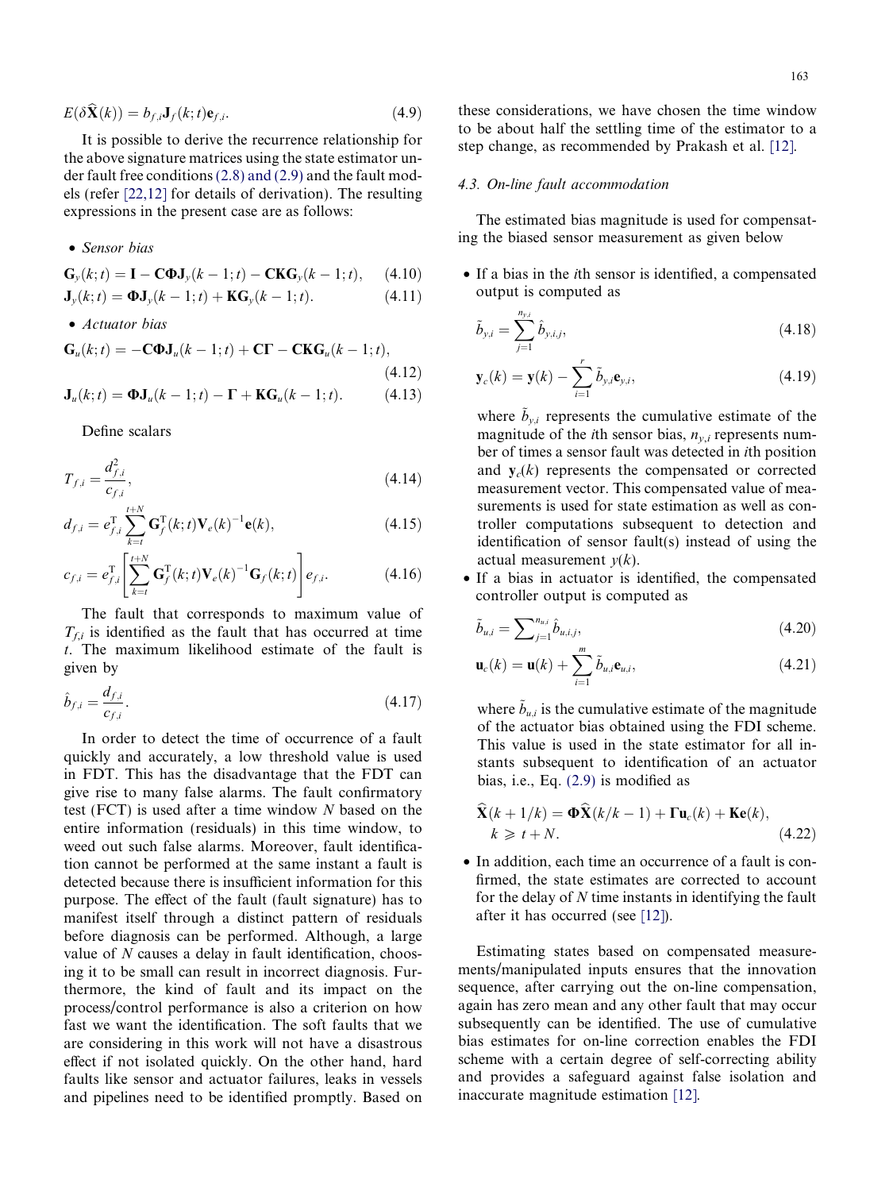$$E(\delta\widehat{\mathbf{X}}(k)) = b_{f,i}\mathbf{J}_f(k;t)\mathbf{e}_{f,i}. \tag{4.9}$$

It is possible to derive the recurrence relationship for the above signature matrices using the state estimator under fault free conditions (2.8) and (2.9) and the fault models (refer [22,12] for details of derivation). The resulting expressions in the present case are as follows:

- *Sensor bias*

$$\mathbf{G}_y(k;t) = \mathbf{I} - \mathbf{C}\boldsymbol{\Phi}\mathbf{J}_y(k-1;t) - \mathbf{C}\mathbf{K}\mathbf{G}_y(k-1;t), \tag{4.10}$$

$$\mathbf{J}_y(k;t) = \boldsymbol{\Phi}\mathbf{J}_y(k-1;t) + \mathbf{K}\mathbf{G}_y(k-1;t). \tag{4.11}$$

- *Actuator bias*

$$\mathbf{G}_u(k;t) = -\mathbf{C}\boldsymbol{\Phi}\mathbf{J}_u(k-1;t) + \mathbf{C}\boldsymbol{\Gamma} - \mathbf{C}\mathbf{K}\mathbf{G}_u(k-1;t), \tag{4.12}$$

$$\mathbf{J}_u(k;t) = \boldsymbol{\Phi}\mathbf{J}_u(k-1;t) - \boldsymbol{\Gamma} + \mathbf{K}\mathbf{G}_u(k-1;t). \tag{4.13}$$

Define scalars

$$T_{f,i} = \frac{d_{f,i}^2}{c_{f,i}}, \tag{4.14}$$

$$d_{f,i} = e_{f,i}^{\mathrm{T}}\sum_{k=t}^{t+N}\mathbf{G}_f^{\mathrm{T}}(k;t)\mathbf{V}_e(k)^{-1}\mathbf{e}(k), \tag{4.15}$$

$$c_{f,i} = e_{f,i}^{\mathrm{T}}\left[\sum_{k=t}^{t+N}\mathbf{G}_f^{\mathrm{T}}(k;t)\mathbf{V}_e(k)^{-1}\mathbf{G}_f(k;t)\right]e_{f,i}. \tag{4.16}$$

The fault that corresponds to maximum value of $T_{f,i}$ is identified as the fault that has occurred at time $t$. The maximum likelihood estimate of the fault is given by

$$\hat{b}_{f,i} = \frac{d_{f,i}}{c_{f,i}}. \tag{4.17}$$

In order to detect the time of occurrence of a fault quickly and accurately, a low threshold value is used in FDT. This has the disadvantage that the FDT can give rise to many false alarms. The fault confirmatory test (FCT) is used after a time window $N$ based on the entire information (residuals) in this time window, to weed out such false alarms. Moreover, fault identification cannot be performed at the same instant a fault is detected because there is insufficient information for this purpose. The effect of the fault (fault signature) has to manifest itself through a distinct pattern of residuals before diagnosis can be performed. Although, a large value of $N$ causes a delay in fault identification, choosing it to be small can result in incorrect diagnosis. Furthermore, the kind of fault and its impact on the process/control performance is also a criterion on how fast we want the identification. The soft faults that we are considering in this work will not have a disastrous effect if not isolated quickly. On the other hand, hard faults like sensor and actuator failures, leaks in vessels and pipelines need to be identified promptly. Based on these considerations, we have chosen the time window to be about half the settling time of the estimator to a step change, as recommended by Prakash et al. [12].

### 4.3. On-line fault accommodation

The estimated bias magnitude is used for compensating the biased sensor measurement as given below

- If a bias in the $i$th sensor is identified, a compensated output is computed as

$$\tilde{b}_{y,i} = \sum_{j=1}^{n_{y,i}}\hat{b}_{y,i,j}, \tag{4.18}$$

$$\mathbf{y}_c(k) = \mathbf{y}(k) - \sum_{i=1}^{r}\tilde{b}_{y,i}\mathbf{e}_{y,i}, \tag{4.19}$$

  where $\tilde{b}_{y,i}$ represents the cumulative estimate of the magnitude of the $i$th sensor bias, $n_{y,i}$ represents number of times a sensor fault was detected in $i$th position and $\mathbf{y}_c(k)$ represents the compensated or corrected measurement vector. This compensated value of measurements is used for state estimation as well as controller computations subsequent to detection and identification of sensor fault(s) instead of using the actual measurement $y(k)$.

- If a bias in actuator is identified, the compensated controller output is computed as

$$\tilde{b}_{u,i} = \sum\nolimits_{j=1}^{n_{u,i}}\hat{b}_{u,i,j}, \tag{4.20}$$

$$\mathbf{u}_c(k) = \mathbf{u}(k) + \sum_{i=1}^{m}\tilde{b}_{u,i}\mathbf{e}_{u,i}, \tag{4.21}$$

  where $\tilde{b}_{u,i}$ is the cumulative estimate of the magnitude of the actuator bias obtained using the FDI scheme. This value is used in the state estimator for all instants subsequent to identification of an actuator bias, i.e., Eq. (2.9) is modified as

$$\widehat{\mathbf{X}}(k+1/k) = \boldsymbol{\Phi}\widehat{\mathbf{X}}(k/k-1) + \boldsymbol{\Gamma}\mathbf{u}_c(k) + \mathbf{K}\mathbf{e}(k), \quad k \geqslant t+N. \tag{4.22}$$

- In addition, each time an occurrence of a fault is confirmed, the state estimates are corrected to account for the delay of $N$ time instants in identifying the fault after it has occurred (see [12]).

Estimating states based on compensated measurements/manipulated inputs ensures that the innovation sequence, after carrying out the on-line compensation, again has zero mean and any other fault that may occur subsequently can be identified. The use of cumulative bias estimates for on-line correction enables the FDI scheme with a certain degree of self-correcting ability and provides a safeguard against false isolation and inaccurate magnitude estimation [12].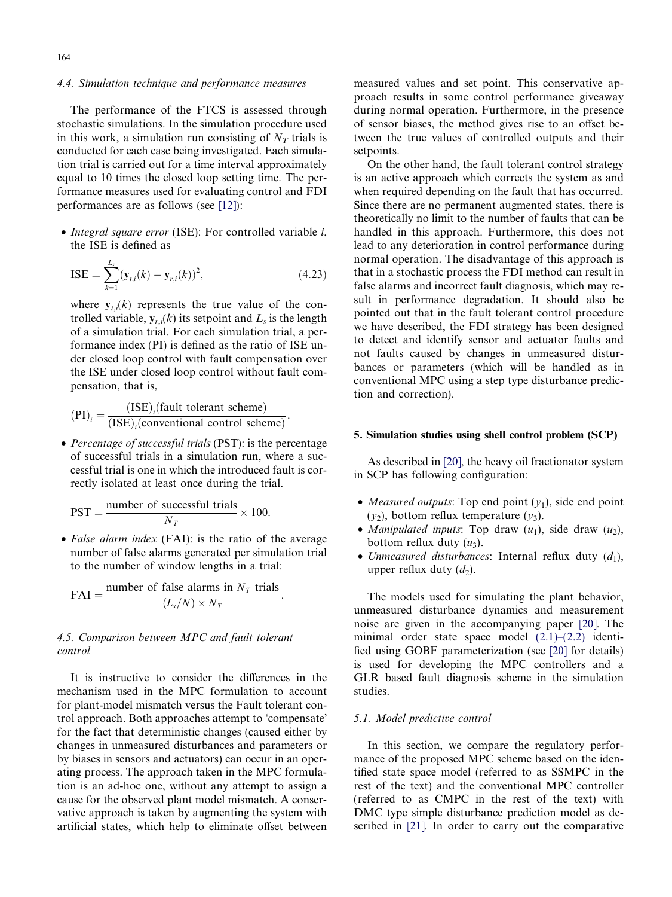### 4.4. Simulation technique and performance measures

The performance of the FTCS is assessed through stochastic simulations. In the simulation procedure used in this work, a simulation run consisting of $N_T$ trials is conducted for each case being investigated. Each simulation trial is carried out for a time interval approximately equal to 10 times the closed loop setting time. The performance measures used for evaluating control and FDI performances are as follows (see [12]):

- *Integral square error* (ISE): For controlled variable $i$, the ISE is defined as

$$\text{ISE} = \sum_{k=1}^{L_s} (\mathbf{y}_{t,i}(k) - \mathbf{y}_{r,i}(k))^2, \tag{4.23}$$

where $\mathbf{y}_{t,i}(k)$ represents the true value of the controlled variable, $\mathbf{y}_{r,i}(k)$ its setpoint and $L_s$ is the length of a simulation trial. For each simulation trial, a performance index (PI) is defined as the ratio of ISE under closed loop control with fault compensation over the ISE under closed loop control without fault compensation, that is,

$$(\text{PI})_i = \frac{(\text{ISE})_i(\text{fault tolerant scheme})}{(\text{ISE})_i(\text{conventional control scheme})}.$$

- *Percentage of successful trials* (PST): is the percentage of successful trials in a simulation run, where a successful trial is one in which the introduced fault is correctly isolated at least once during the trial.

$$\text{PST} = \frac{\text{number of successful trials}}{N_T} \times 100.$$

- *False alarm index* (FAI): is the ratio of the average number of false alarms generated per simulation trial to the number of window lengths in a trial:

$$\text{FAI} = \frac{\text{number of false alarms in } N_T \text{ trials}}{(L_s/N) \times N_T}.$$

### 4.5. Comparison between MPC and fault tolerant control

It is instructive to consider the differences in the mechanism used in the MPC formulation to account for plant-model mismatch versus the Fault tolerant control approach. Both approaches attempt to 'compensate' for the fact that deterministic changes (caused either by changes in unmeasured disturbances and parameters or by biases in sensors and actuators) can occur in an operating process. The approach taken in the MPC formulation is an ad-hoc one, without any attempt to assign a cause for the observed plant model mismatch. A conservative approach is taken by augmenting the system with artificial states, which help to eliminate offset between measured values and set point. This conservative approach results in some control performance giveaway during normal operation. Furthermore, in the presence of sensor biases, the method gives rise to an offset between the true values of controlled outputs and their setpoints.

On the other hand, the fault tolerant control strategy is an active approach which corrects the system as and when required depending on the fault that has occurred. Since there are no permanent augmented states, there is theoretically no limit to the number of faults that can be handled in this approach. Furthermore, this does not lead to any deterioration in control performance during normal operation. The disadvantage of this approach is that in a stochastic process the FDI method can result in false alarms and incorrect fault diagnosis, which may result in performance degradation. It should also be pointed out that in the fault tolerant control procedure we have described, the FDI strategy has been designed to detect and identify sensor and actuator faults and not faults caused by changes in unmeasured disturbances or parameters (which will be handled as in conventional MPC using a step type disturbance prediction and correction).

## 5. Simulation studies using shell control problem (SCP)

As described in [20], the heavy oil fractionator system in SCP has following configuration:

- *Measured outputs*: Top end point ($y_1$), side end point ($y_2$), bottom reflux temperature ($y_3$).
- *Manipulated inputs*: Top draw ($u_1$), side draw ($u_2$), bottom reflux duty ($u_3$).
- *Unmeasured disturbances*: Internal reflux duty ($d_1$), upper reflux duty ($d_2$).

The models used for simulating the plant behavior, unmeasured disturbance dynamics and measurement noise are given in the accompanying paper [20]. The minimal order state space model (2.1)–(2.2) identified using GOBF parameterization (see [20] for details) is used for developing the MPC controllers and a GLR based fault diagnosis scheme in the simulation studies.

### 5.1. Model predictive control

In this section, we compare the regulatory performance of the proposed MPC scheme based on the identified state space model (referred to as SSMPC in the rest of the text) and the conventional MPC controller (referred to as CMPC in the rest of the text) with DMC type simple disturbance prediction model as described in [21]. In order to carry out the comparative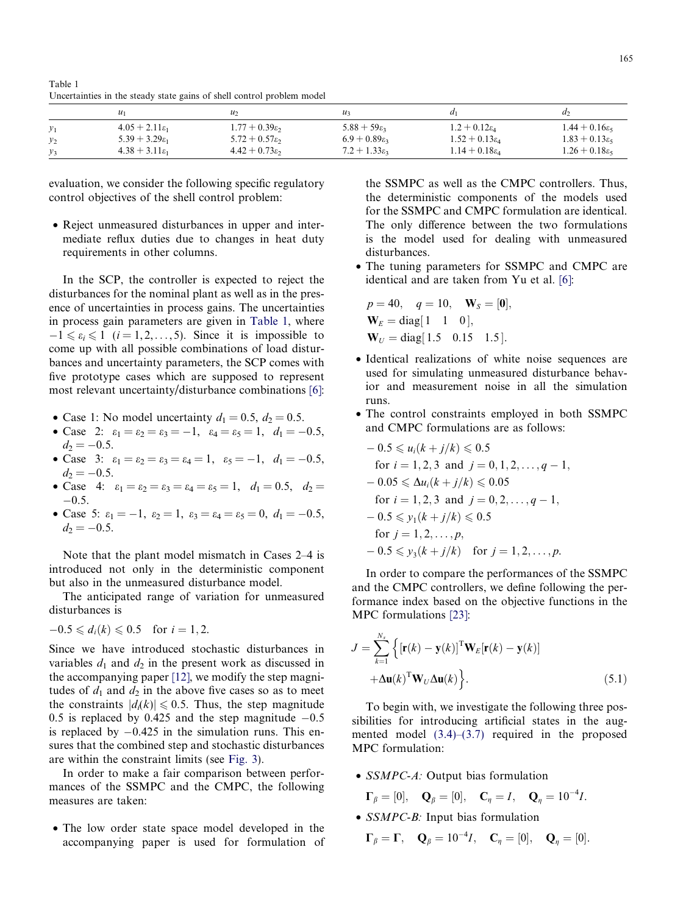Table 1
Uncertainties in the steady state gains of shell control problem model

| | $u_1$ | $u_2$ | $u_3$ | $d_1$ | $d_2$ |
|---|---|---|---|---|---|
| $y_1$ | $4.05 + 2.11\varepsilon_1$ | $1.77 + 0.39\varepsilon_2$ | $5.88 + 59\varepsilon_3$ | $1.2 + 0.12\varepsilon_4$ | $1.44 + 0.16\varepsilon_5$ |
| $y_2$ | $5.39 + 3.29\varepsilon_1$ | $5.72 + 0.57\varepsilon_2$ | $6.9 + 0.89\varepsilon_3$ | $1.52 + 0.13\varepsilon_4$ | $1.83 + 0.13\varepsilon_5$ |
| $y_3$ | $4.38 + 3.11\varepsilon_1$ | $4.42 + 0.73\varepsilon_2$ | $7.2 + 1.33\varepsilon_3$ | $1.14 + 0.18\varepsilon_4$ | $1.26 + 0.18\varepsilon_5$ |

evaluation, we consider the following specific regulatory control objectives of the shell control problem:

- Reject unmeasured disturbances in upper and intermediate reflux duties due to changes in heat duty requirements in other columns.

In the SCP, the controller is expected to reject the disturbances for the nominal plant as well as in the presence of uncertainties in process gains. The uncertainties in process gain parameters are given in Table 1, where $-1 \leqslant \varepsilon_i \leqslant 1$ $(i = 1, 2, \ldots, 5)$. Since it is impossible to come up with all possible combinations of load disturbances and uncertainty parameters, the SCP comes with five prototype cases which are supposed to represent most relevant uncertainty/disturbance combinations [6]:

- Case 1: No model uncertainty $d_1 = 0.5$, $d_2 = 0.5$.
- Case 2: $\varepsilon_1 = \varepsilon_2 = \varepsilon_3 = -1$, $\varepsilon_4 = \varepsilon_5 = 1$, $d_1 = -0.5$, $d_2 = -0.5$.
- Case 3: $\varepsilon_1 = \varepsilon_2 = \varepsilon_3 = \varepsilon_4 = 1$, $\varepsilon_5 = -1$, $d_1 = -0.5$, $d_2 = -0.5$.
- Case 4: $\varepsilon_1 = \varepsilon_2 = \varepsilon_3 = \varepsilon_4 = \varepsilon_5 = 1$, $d_1 = 0.5$, $d_2 = -0.5$.
- Case 5: $\varepsilon_1 = -1$, $\varepsilon_2 = 1$, $\varepsilon_3 = \varepsilon_4 = \varepsilon_5 = 0$, $d_1 = -0.5$, $d_2 = -0.5$.

Note that the plant model mismatch in Cases 2–4 is introduced not only in the deterministic component but also in the unmeasured disturbance model.

The anticipated range of variation for unmeasured disturbances is

$$-0.5 \leqslant d_i(k) \leqslant 0.5 \quad \text{for } i = 1, 2.$$

Since we have introduced stochastic disturbances in variables $d_1$ and $d_2$ in the present work as discussed in the accompanying paper [12], we modify the step magnitudes of $d_1$ and $d_2$ in the above five cases so as to meet the constraints $|d_i(k)| \leqslant 0.5$. Thus, the step magnitude 0.5 is replaced by 0.425 and the step magnitude $-0.5$ is replaced by $-0.425$ in the simulation runs. This ensures that the combined step and stochastic disturbances are within the constraint limits (see Fig. 3).

In order to make a fair comparison between performances of the SSMPC and the CMPC, the following measures are taken:

- The low order state space model developed in the accompanying paper is used for formulation of the SSMPC as well as the CMPC controllers. Thus, the deterministic components of the models used for the SSMPC and CMPC formulation are identical. The only difference between the two formulations is the model used for dealing with unmeasured disturbances.
- The tuning parameters for SSMPC and CMPC are identical and are taken from Yu et al. [6]:

$$p = 40, \quad q = 10, \quad \mathbf{W}_S = [\mathbf{0}],$$
$$\mathbf{W}_E = \text{diag}[1 \quad 1 \quad 0],$$
$$\mathbf{W}_U = \text{diag}[1.5 \quad 0.15 \quad 1.5].$$

- Identical realizations of white noise sequences are used for simulating unmeasured disturbance behavior and measurement noise in all the simulation runs.
- The control constraints employed in both SSMPC and CMPC formulations are as follows:

$$-0.5 \leqslant u_i(k + j/k) \leqslant 0.5$$
$$\text{for } i = 1, 2, 3 \text{ and } j = 0, 1, 2, \ldots, q - 1,$$
$$-0.05 \leqslant \Delta u_i(k + j/k) \leqslant 0.05$$
$$\text{for } i = 1, 2, 3 \text{ and } j = 0, 2, \ldots, q - 1,$$
$$-0.5 \leqslant y_1(k + j/k) \leqslant 0.5$$
$$\text{for } j = 1, 2, \ldots, p,$$
$$-0.5 \leqslant y_3(k + j/k) \quad \text{for } j = 1, 2, \ldots, p.$$

In order to compare the performances of the SSMPC and the CMPC controllers, we define following the performance index based on the objective functions in the MPC formulations [23]:

$$J = \sum_{k=1}^{N_s} \Big\{ [\mathbf{r}(k) - \mathbf{y}(k)]^{\mathrm{T}} \mathbf{W}_E [\mathbf{r}(k) - \mathbf{y}(k)] + \Delta\mathbf{u}(k)^{\mathrm{T}} \mathbf{W}_U \Delta\mathbf{u}(k) \Big\}. \tag{5.1}$$

To begin with, we investigate the following three possibilities for introducing artificial states in the augmented model (3.4)–(3.7) required in the proposed MPC formulation:

- *SSMPC-A:* Output bias formulation

  $\mathbf{\Gamma}_\beta = [0], \quad \mathbf{Q}_\beta = [0], \quad \mathbf{C}_\eta = I, \quad \mathbf{Q}_\eta = 10^{-4} I.$

- *SSMPC-B:* Input bias formulation

  $\mathbf{\Gamma}_\beta = \mathbf{\Gamma}, \quad \mathbf{Q}_\beta = 10^{-4} I, \quad \mathbf{C}_\eta = [0], \quad \mathbf{Q}_\eta = [0].$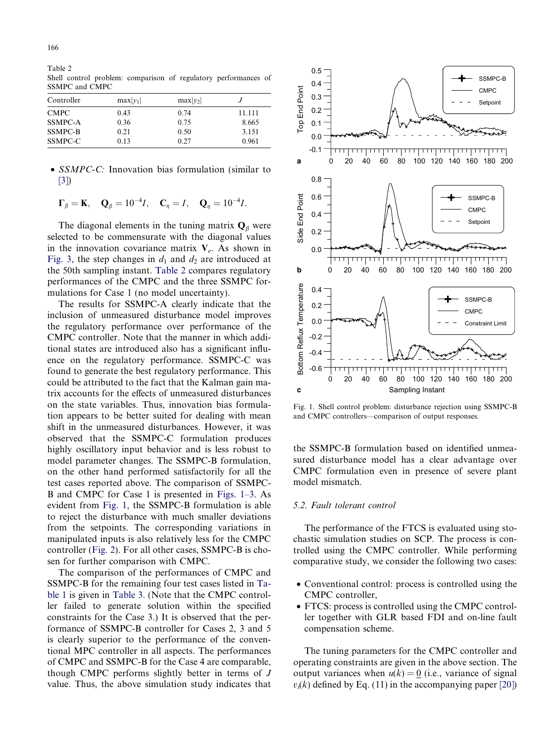Table 2
Shell control problem: comparison of regulatory performances of SSMPC and CMPC

| Controller | $\max\lvert y_1\rvert$ | $\max\lvert y_2\rvert$ | $J$ |
|---|---|---|---|
| CMPC | 0.43 | 0.74 | 11.111 |
| SSMPC-A | 0.36 | 0.75 | 8.665 |
| SSMPC-B | 0.21 | 0.50 | 3.151 |
| SSMPC-C | 0.13 | 0.27 | 0.961 |

- *SSMPC-C:* Innovation bias formulation (similar to [3])

$$\Gamma_\beta = \mathbf{K}, \quad \mathbf{Q}_\beta = 10^{-4}I, \quad \mathbf{C}_\eta = I, \quad \mathbf{Q}_\eta = 10^{-4}I.$$

The diagonal elements in the tuning matrix $\mathbf{Q}_\beta$ were selected to be commensurate with the diagonal values in the innovation covariance matrix $\mathbf{V}_e$. As shown in Fig. 3, the step changes in $d_1$ and $d_2$ are introduced at the 50th sampling instant. Table 2 compares regulatory performances of the CMPC and the three SSMPC formulations for Case 1 (no model uncertainty).

The results for SSMPC-A clearly indicate that the inclusion of unmeasured disturbance model improves the regulatory performance over performance of the CMPC controller. Note that the manner in which additional states are introduced also has a significant influence on the regulatory performance. SSMPC-C was found to generate the best regulatory performance. This could be attributed to the fact that the Kalman gain matrix accounts for the effects of unmeasured disturbances on the state variables. Thus, innovation bias formulation appears to be better suited for dealing with mean shift in the unmeasured disturbances. However, it was observed that the SSMPC-C formulation produces highly oscillatory input behavior and is less robust to model parameter changes. The SSMPC-B formulation, on the other hand performed satisfactorily for all the test cases reported above. The comparison of SSMPC-B and CMPC for Case 1 is presented in Figs. 1–3. As evident from Fig. 1, the SSMPC-B formulation is able to reject the disturbance with much smaller deviations from the setpoints. The corresponding variations in manipulated inputs is also relatively less for the CMPC controller (Fig. 2). For all other cases, SSMPC-B is chosen for further comparison with CMPC.

The comparison of the performances of CMPC and SSMPC-B for the remaining four test cases listed in Table 1 is given in Table 3. (Note that the CMPC controller failed to generate solution within the specified constraints for the Case 3.) It is observed that the performance of SSMPC-B controller for Cases 2, 3 and 5 is clearly superior to the performance of the conventional MPC controller in all aspects. The performances of CMPC and SSMPC-B for the Case 4 are comparable, though CMPC performs slightly better in terms of $J$ value. Thus, the above simulation study indicates that the SSMPC-B formulation based on identified unmeasured disturbance model has a clear advantage over CMPC formulation even in presence of severe plant model mismatch.

Fig. 1. Shell control problem: disturbance rejection using SSMPC-B and CMPC controllers—comparison of output responses.

### 5.2. Fault tolerant control

The performance of the FTCS is evaluated using stochastic simulation studies on SCP. The process is controlled using the CMPC controller. While performing comparative study, we consider the following two cases:

- Conventional control: process is controlled using the CMPC controller,
- FTCS: process is controlled using the CMPC controller together with GLR based FDI and on-line fault compensation scheme.

The tuning parameters for the CMPC controller and operating constraints are given in the above section. The output variances when $u(k) = \underline{0}$ (i.e., variance of signal $v_i(k)$ defined by Eq. (11) in the accompanying paper [20])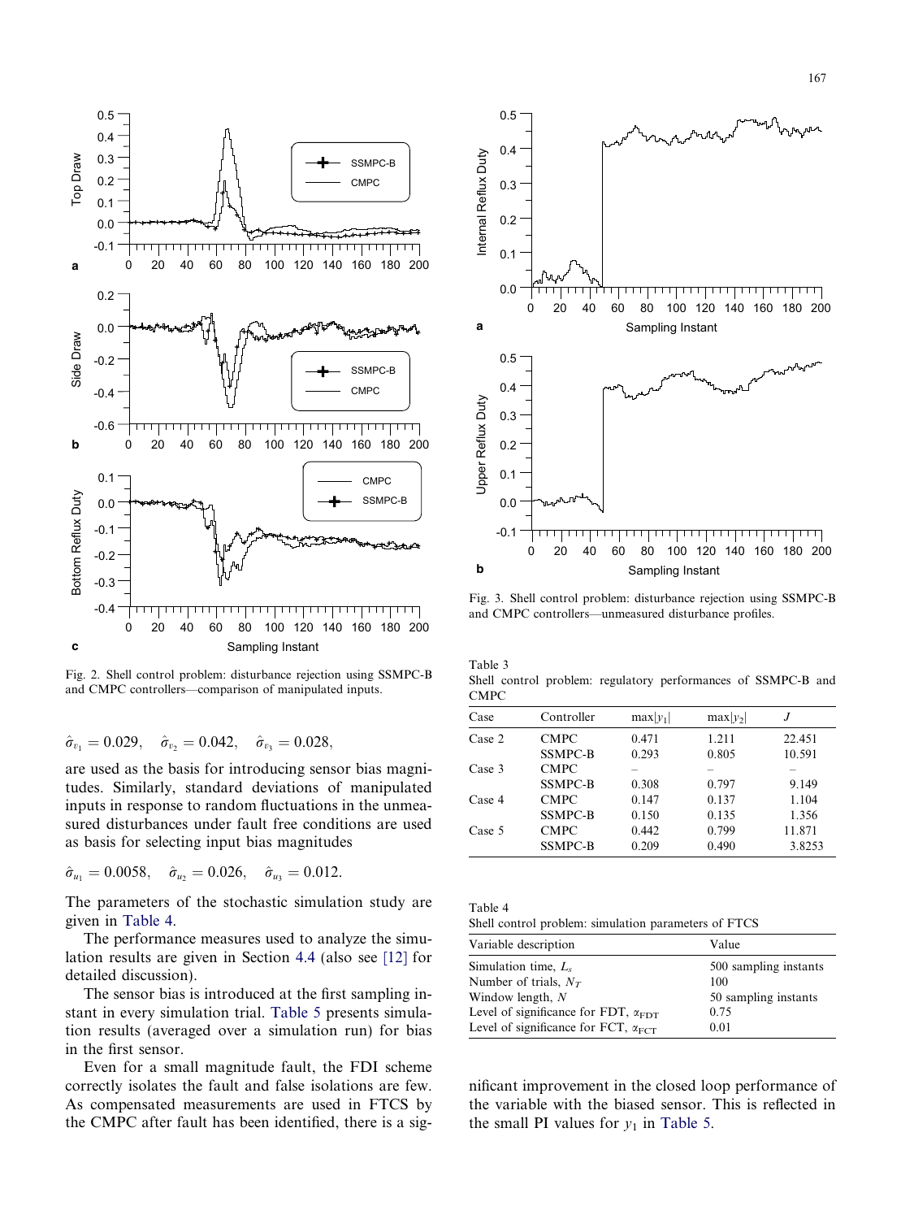Fig. 2. Shell control problem: disturbance rejection using SSMPC-B and CMPC controllers—comparison of manipulated inputs.

$$\hat{\sigma}_{v_1} = 0.029, \quad \hat{\sigma}_{v_2} = 0.042, \quad \hat{\sigma}_{v_3} = 0.028,$$

are used as the basis for introducing sensor bias magnitudes. Similarly, standard deviations of manipulated inputs in response to random fluctuations in the unmeasured disturbances under fault free conditions are used as basis for selecting input bias magnitudes

$$\hat{\sigma}_{u_1} = 0.0058, \quad \hat{\sigma}_{u_2} = 0.026, \quad \hat{\sigma}_{u_3} = 0.012.$$

The parameters of the stochastic simulation study are given in Table 4.

The performance measures used to analyze the simulation results are given in Section 4.4 (also see [12] for detailed discussion).

The sensor bias is introduced at the first sampling instant in every simulation trial. Table 5 presents simulation results (averaged over a simulation run) for bias in the first sensor.

Even for a small magnitude fault, the FDI scheme correctly isolates the fault and false isolations are few. As compensated measurements are used in FTCS by the CMPC after fault has been identified, there is a significant improvement in the closed loop performance of the variable with the biased sensor. This is reflected in the small PI values for $y_1$ in Table 5.

Fig. 3. Shell control problem: disturbance rejection using SSMPC-B and CMPC controllers—unmeasured disturbance profiles.

Table 3
Shell control problem: regulatory performances of SSMPC-B and CMPC

| Case | Controller | $\max\|y_1\|$ | $\max\|y_2\|$ | $J$ |
|---|---|---|---|---|
| Case 2 | CMPC | 0.471 | 1.211 | 22.451 |
| | SSMPC-B | 0.293 | 0.805 | 10.591 |
| Case 3 | CMPC | – | – | – |
| | SSMPC-B | 0.308 | 0.797 | 9.149 |
| Case 4 | CMPC | 0.147 | 0.137 | 1.104 |
| | SSMPC-B | 0.150 | 0.135 | 1.356 |
| Case 5 | CMPC | 0.442 | 0.799 | 11.871 |
| | SSMPC-B | 0.209 | 0.490 | 3.8253 |

Table 4
Shell control problem: simulation parameters of FTCS

| Variable description | Value |
|---|---|
| Simulation time, $L_s$ | 500 sampling instants |
| Number of trials, $N_T$ | 100 |
| Window length, $N$ | 50 sampling instants |
| Level of significance for FDT, $\alpha_{\mathrm{FDT}}$ | 0.75 |
| Level of significance for FCT, $\alpha_{\mathrm{FCT}}$ | 0.01 |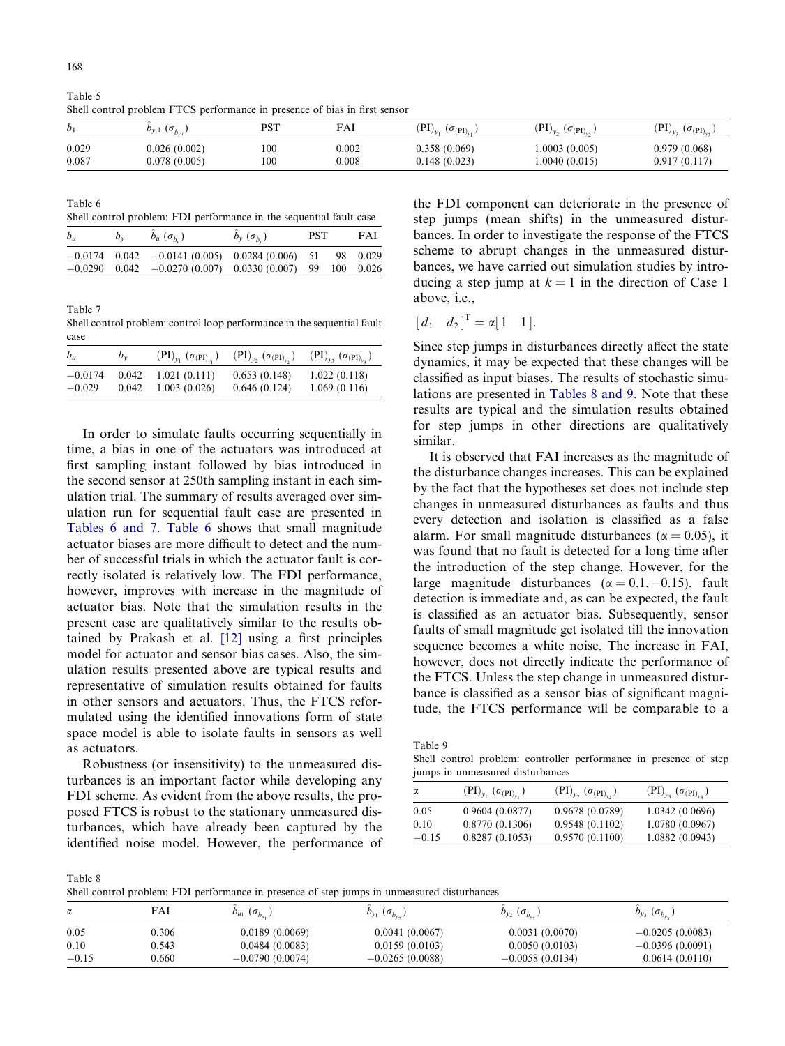Table 5
Shell control problem FTCS performance in presence of bias in first sensor

| $b_1$ | $\hat{b}_{y,1}$ ($\sigma_{\hat{b}_{y,1}}$) | PST | FAI | $(\mathrm{PI})_{y_1}$ ($\sigma_{(\mathrm{PI})_{y_1}}$) | $(\mathrm{PI})_{y_2}$ ($\sigma_{(\mathrm{PI})_{y_2}}$) | $(\mathrm{PI})_{y_3}$ ($\sigma_{(\mathrm{PI})_{y_3}}$) |
|---|---|---|---|---|---|---|
| 0.029 | 0.026 (0.002) | 100 | 0.002 | 0.358 (0.069) | 1.0003 (0.005) | 0.979 (0.068) |
| 0.087 | 0.078 (0.005) | 100 | 0.008 | 0.148 (0.023) | 1.0040 (0.015) | 0.917 (0.117) |

Table 6
Shell control problem: FDI performance in the sequential fault case

| $b_u$ | $b_y$ | $\hat{b}_u$ ($\sigma_{\hat{b}_u}$) | $\hat{b}_y$ ($\sigma_{\hat{b}_y}$) | PST | | FAI |
|---|---|---|---|---|---|---|
| −0.0174 | 0.042 | −0.0141 (0.005) | 0.0284 (0.006) | 51 | 98 | 0.029 |
| −0.0290 | 0.042 | −0.0270 (0.007) | 0.0330 (0.007) | 99 | 100 | 0.026 |

Table 7
Shell control problem: control loop performance in the sequential fault case

| $b_u$ | $b_y$ | $(\mathrm{PI})_{y_1}$ ($\sigma_{(\mathrm{PI})_{y_1}}$) | $(\mathrm{PI})_{y_2}$ ($\sigma_{(\mathrm{PI})_{y_2}}$) | $(\mathrm{PI})_{y_3}$ ($\sigma_{(\mathrm{PI})_{y_3}}$) |
|---|---|---|---|---|
| −0.0174 | 0.042 | 1.021 (0.111) | 0.653 (0.148) | 1.022 (0.118) |
| −0.029 | 0.042 | 1.003 (0.026) | 0.646 (0.124) | 1.069 (0.116) |

In order to simulate faults occurring sequentially in time, a bias in one of the actuators was introduced at first sampling instant followed by bias introduced in the second sensor at 250th sampling instant in each simulation trial. The summary of results averaged over simulation run for sequential fault case are presented in Tables 6 and 7. Table 6 shows that small magnitude actuator biases are more difficult to detect and the number of successful trials in which the actuator fault is correctly isolated is relatively low. The FDI performance, however, improves with increase in the magnitude of actuator bias. Note that the simulation results in the present case are qualitatively similar to the results obtained by Prakash et al. [12] using a first principles model for actuator and sensor bias cases. Also, the simulation results presented above are typical results and representative of simulation results obtained for faults in other sensors and actuators. Thus, the FTCS reformulated using the identified innovations form of state space model is able to isolate faults in sensors as well as actuators.

Robustness (or insensitivity) to the unmeasured disturbances is an important factor while developing any FDI scheme. As evident from the above results, the proposed FTCS is robust to the stationary unmeasured disturbances, which have already been captured by the identified noise model. However, the performance of the FDI component can deteriorate in the presence of step jumps (mean shifts) in the unmeasured disturbances. In order to investigate the response of the FTCS scheme to abrupt changes in the unmeasured disturbances, we have carried out simulation studies by introducing a step jump at $k = 1$ in the direction of Case 1 above, i.e.,

$$[d_1 \quad d_2]^{\mathrm{T}} = \alpha[1 \quad 1].$$

Since step jumps in disturbances directly affect the state dynamics, it may be expected that these changes will be classified as input biases. The results of stochastic simulations are presented in Tables 8 and 9. Note that these results are typical and the simulation results obtained for step jumps in other directions are qualitatively similar.

It is observed that FAI increases as the magnitude of the disturbance changes increases. This can be explained by the fact that the hypotheses set does not include step changes in unmeasured disturbances as faults and thus every detection and isolation is classified as a false alarm. For small magnitude disturbances ($\alpha = 0.05$), it was found that no fault is detected for a long time after the introduction of the step change. However, for the large magnitude disturbances ($\alpha = 0.1, -0.15$), fault detection is immediate and, as can be expected, the fault is classified as an actuator bias. Subsequently, sensor faults of small magnitude get isolated till the innovation sequence becomes a white noise. The increase in FAI, however, does not directly indicate the performance of the FTCS. Unless the step change in unmeasured disturbance is classified as a sensor bias of significant magnitude, the FTCS performance will be comparable to a

Table 9
Shell control problem: controller performance in presence of step jumps in unmeasured disturbances

| $\alpha$ | $(\mathrm{PI})_{y_1}$ ($\sigma_{(\mathrm{PI})_{y_1}}$) | $(\mathrm{PI})_{y_2}$ ($\sigma_{(\mathrm{PI})_{y_2}}$) | $(\mathrm{PI})_{y_3}$ ($\sigma_{(\mathrm{PI})_{y_3}}$) |
|---|---|---|---|
| 0.05 | 0.9604 (0.0877) | 0.9678 (0.0789) | 1.0342 (0.0696) |
| 0.10 | 0.8770 (0.1306) | 0.9548 (0.1102) | 1.0780 (0.0967) |
| −0.15 | 0.8287 (0.1053) | 0.9570 (0.1100) | 1.0882 (0.0943) |

Table 8
Shell control problem: FDI performance in presence of step jumps in unmeasured disturbances

| $\alpha$ | FAI | $\hat{b}_{u_1}$ ($\sigma_{\hat{b}_{u_1}}$) | $\hat{b}_{y_1}$ ($\sigma_{\hat{b}_{y_1}}$) | $\hat{b}_{y_2}$ ($\sigma_{\hat{b}_{y_2}}$) | $\hat{b}_{y_3}$ ($\sigma_{\hat{b}_{y_3}}$) |
|---|---|---|---|---|---|
| 0.05 | 0.306 | 0.0189 (0.0069) | 0.0041 (0.0067) | 0.0031 (0.0070) | −0.0205 (0.0083) |
| 0.10 | 0.543 | 0.0484 (0.0083) | 0.0159 (0.0103) | 0.0050 (0.0103) | −0.0396 (0.0091) |
| −0.15 | 0.660 | −0.0790 (0.0074) | −0.0265 (0.0088) | −0.0058 (0.0134) | 0.0614 (0.0110) |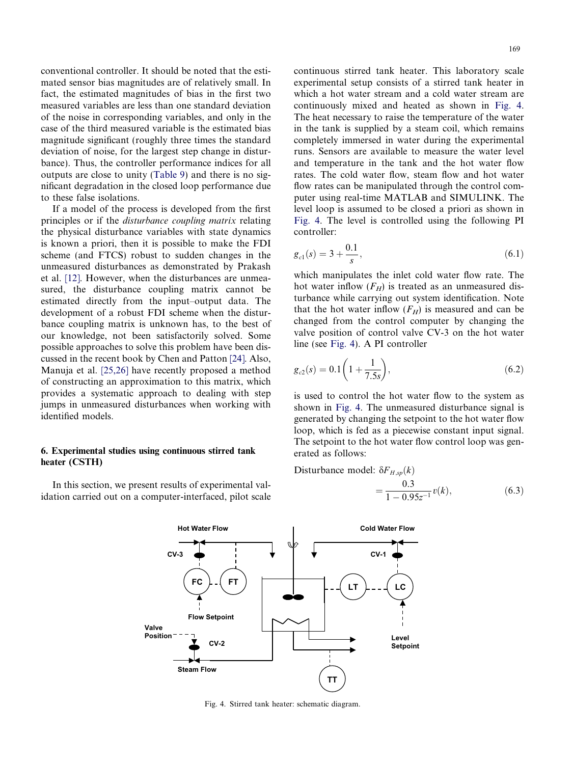conventional controller. It should be noted that the estimated sensor bias magnitudes are of relatively small. In fact, the estimated magnitudes of bias in the first two measured variables are less than one standard deviation of the noise in corresponding variables, and only in the case of the third measured variable is the estimated bias magnitude significant (roughly three times the standard deviation of noise, for the largest step change in disturbance). Thus, the controller performance indices for all outputs are close to unity (Table 9) and there is no significant degradation in the closed loop performance due to these false isolations.

If a model of the process is developed from the first principles or if the *disturbance coupling matrix* relating the physical disturbance variables with state dynamics is known a priori, then it is possible to make the FDI scheme (and FTCS) robust to sudden changes in the unmeasured disturbances as demonstrated by Prakash et al. [12]. However, when the disturbances are unmeasured, the disturbance coupling matrix cannot be estimated directly from the input–output data. The development of a robust FDI scheme when the disturbance coupling matrix is unknown has, to the best of our knowledge, not been satisfactorily solved. Some possible approaches to solve this problem have been discussed in the recent book by Chen and Patton [24]. Also, Manuja et al. [25,26] have recently proposed a method of constructing an approximation to this matrix, which provides a systematic approach to dealing with step jumps in unmeasured disturbances when working with identified models.

## 6. Experimental studies using continuous stirred tank heater (CSTH)

In this section, we present results of experimental validation carried out on a computer-interfaced, pilot scale continuous stirred tank heater. This laboratory scale experimental setup consists of a stirred tank heater in which a hot water stream and a cold water stream are continuously mixed and heated as shown in Fig. 4. The heat necessary to raise the temperature of the water in the tank is supplied by a steam coil, which remains completely immersed in water during the experimental runs. Sensors are available to measure the water level and temperature in the tank and the hot water flow rates. The cold water flow, steam flow and hot water flow rates can be manipulated through the control computer using real-time MATLAB and SIMULINK. The level loop is assumed to be closed a priori as shown in Fig. 4. The level is controlled using the following PI controller:

$$g_{c1}(s) = 3 + \frac{0.1}{s}, \tag{6.1}$$

which manipulates the inlet cold water flow rate. The hot water inflow ($F_H$) is treated as an unmeasured disturbance while carrying out system identification. Note that the hot water inflow ($F_H$) is measured and can be changed from the control computer by changing the valve position of control valve CV-3 on the hot water line (see Fig. 4). A PI controller

$$g_{c2}(s) = 0.1\left(1 + \frac{1}{7.5s}\right), \tag{6.2}$$

is used to control the hot water flow to the system as shown in Fig. 4. The unmeasured disturbance signal is generated by changing the setpoint to the hot water flow loop, which is fed as a piecewise constant input signal. The setpoint to the hot water flow control loop was generated as follows:

$$\text{Disturbance model: } \delta F_{H,sp}(k) = \frac{0.3}{1 - 0.95z^{-1}} v(k), \tag{6.3}$$

Fig. 4. Stirred tank heater: schematic diagram.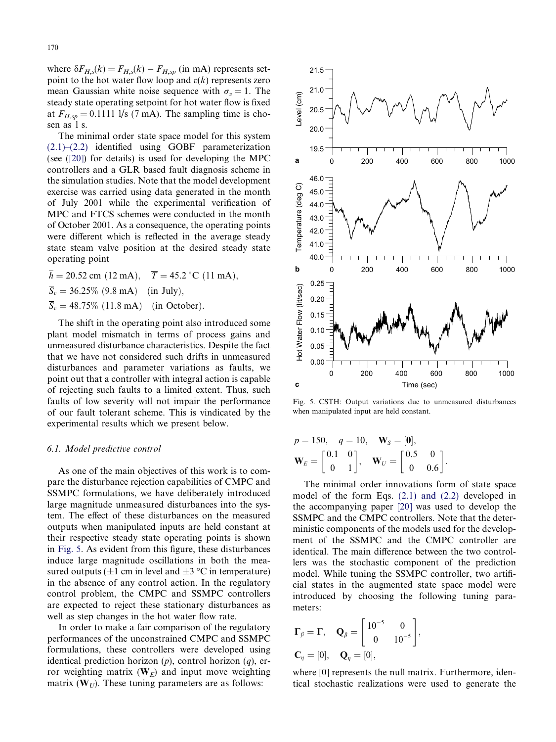where $\delta F_{H,s}(k) = F_{H,s}(k) - F_{H,sp}$ (in mA) represents setpoint to the hot water flow loop and $v(k)$ represents zero mean Gaussian white noise sequence with $\sigma_v = 1$. The steady state operating setpoint for hot water flow is fixed at $F_{H,sp} = 0.1111$ l/s (7 mA). The sampling time is chosen as 1 s.

The minimal order state space model for this system (2.1)–(2.2) identified using GOBF parameterization (see ([20]) for details) is used for developing the MPC controllers and a GLR based fault diagnosis scheme in the simulation studies. Note that the model development exercise was carried using data generated in the month of July 2001 while the experimental verification of MPC and FTCS schemes were conducted in the month of October 2001. As a consequence, the operating points were different which is reflected in the average steady state steam valve position at the desired steady state operating point

$$\bar{h} = 20.52 \text{ cm (12 mA)}, \quad \bar{T} = 45.2\,^{\circ}\text{C (11 mA)},$$

$$\bar{S}_v = 36.25\% \text{ (9.8 mA)} \quad \text{(in July)},$$

$$\bar{S}_v = 48.75\% \text{ (11.8 mA)} \quad \text{(in October)}.$$

The shift in the operating point also introduced some plant model mismatch in terms of process gains and unmeasured disturbance characteristics. Despite the fact that we have not considered such drifts in unmeasured disturbances and parameter variations as faults, we point out that a controller with integral action is capable of rejecting such faults to a limited extent. Thus, such faults of low severity will not impair the performance of our fault tolerant scheme. This is vindicated by the experimental results which we present below.

### 6.1. Model predictive control

As one of the main objectives of this work is to compare the disturbance rejection capabilities of CMPC and SSMPC formulations, we have deliberately introduced large magnitude unmeasured disturbances into the system. The effect of these disturbances on the measured outputs when manipulated inputs are held constant at their respective steady state operating points is shown in Fig. 5. As evident from this figure, these disturbances induce large magnitude oscillations in both the measured outputs (±1 cm in level and ±3 °C in temperature) in the absence of any control action. In the regulatory control problem, the CMPC and SSMPC controllers are expected to reject these stationary disturbances as well as step changes in the hot water flow rate.

In order to make a fair comparison of the regulatory performances of the unconstrained CMPC and SSMPC formulations, these controllers were developed using identical prediction horizon ($p$), control horizon ($q$), error weighting matrix ($\mathbf{W}_E$) and input move weighting matrix ($\mathbf{W}_U$). These tuning parameters are as follows:

Fig. 5. CSTH: Output variations due to unmeasured disturbances when manipulated input are held constant.

$$p = 150, \quad q = 10, \quad \mathbf{W}_S = [\mathbf{0}],$$

$$\mathbf{W}_E = \begin{bmatrix} 0.1 & 0 \\ 0 & 1 \end{bmatrix}, \quad \mathbf{W}_U = \begin{bmatrix} 0.5 & 0 \\ 0 & 0.6 \end{bmatrix}.$$

The minimal order innovations form of state space model of the form Eqs. (2.1) and (2.2) developed in the accompanying paper [20] was used to develop the SSMPC and the CMPC controllers. Note that the deterministic components of the models used for the development of the SSMPC and the CMPC controller are identical. The main difference between the two controllers was the stochastic component of the prediction model. While tuning the SSMPC controller, two artificial states in the augmented state space model were introduced by choosing the following tuning parameters:

$$\mathbf{\Gamma}_\beta = \mathbf{\Gamma}, \quad \mathbf{Q}_\beta = \begin{bmatrix} 10^{-5} & 0 \\ 0 & 10^{-5} \end{bmatrix},$$

$$\mathbf{C}_\eta = [0], \quad \mathbf{Q}_\eta = [0],$$

where [0] represents the null matrix. Furthermore, identical stochastic realizations were used to generate the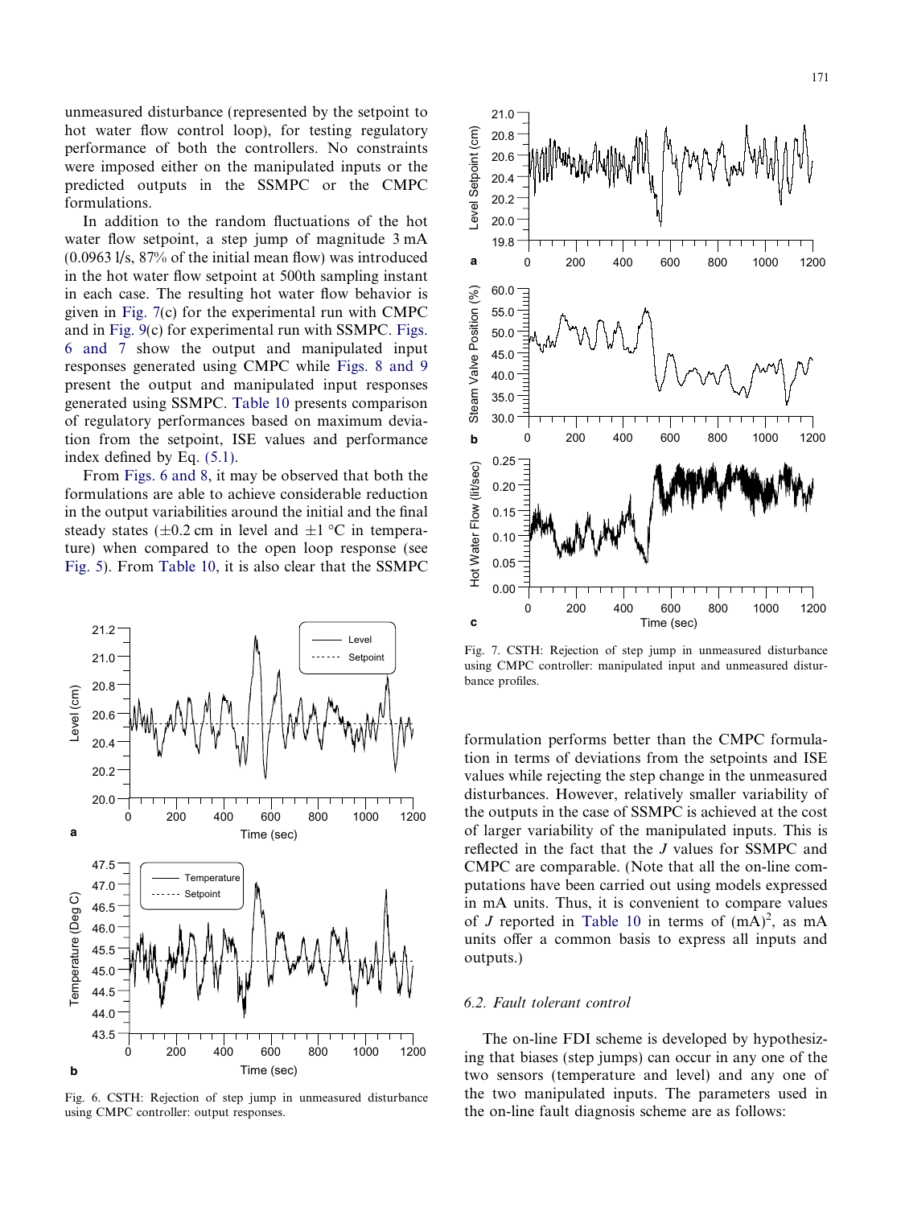unmeasured disturbance (represented by the setpoint to hot water flow control loop), for testing regulatory performance of both the controllers. No constraints were imposed either on the manipulated inputs or the predicted outputs in the SSMPC or the CMPC formulations.

In addition to the random fluctuations of the hot water flow setpoint, a step jump of magnitude 3 mA (0.0963 l/s, 87% of the initial mean flow) was introduced in the hot water flow setpoint at 500th sampling instant in each case. The resulting hot water flow behavior is given in Fig. 7(c) for the experimental run with CMPC and in Fig. 9(c) for experimental run with SSMPC. Figs. 6 and 7 show the output and manipulated input responses generated using CMPC while Figs. 8 and 9 present the output and manipulated input responses generated using SSMPC. Table 10 presents comparison of regulatory performances based on maximum deviation from the setpoint, ISE values and performance index defined by Eq. (5.1).

From Figs. 6 and 8, it may be observed that both the formulations are able to achieve considerable reduction in the output variabilities around the initial and the final steady states (±0.2 cm in level and ±1 °C in temperature) when compared to the open loop response (see Fig. 5). From Table 10, it is also clear that the SSMPC formulation performs better than the CMPC formulation in terms of deviations from the setpoints and ISE values while rejecting the step change in the unmeasured disturbances. However, relatively smaller variability of the outputs in the case of SSMPC is achieved at the cost of larger variability of the manipulated inputs. This is reflected in the fact that the $J$ values for SSMPC and CMPC are comparable. (Note that all the on-line computations have been carried out using models expressed in mA units. Thus, it is convenient to compare values of $J$ reported in Table 10 in terms of $(\text{mA})^2$, as mA units offer a common basis to express all inputs and outputs.)

Fig. 6. CSTH: Rejection of step jump in unmeasured disturbance using CMPC controller: output responses.

Fig. 7. CSTH: Rejection of step jump in unmeasured disturbance using CMPC controller: manipulated input and unmeasured disturbance profiles.

### 6.2. Fault tolerant control

The on-line FDI scheme is developed by hypothesizing that biases (step jumps) can occur in any one of the two sensors (temperature and level) and any one of the two manipulated inputs. The parameters used in the on-line fault diagnosis scheme are as follows: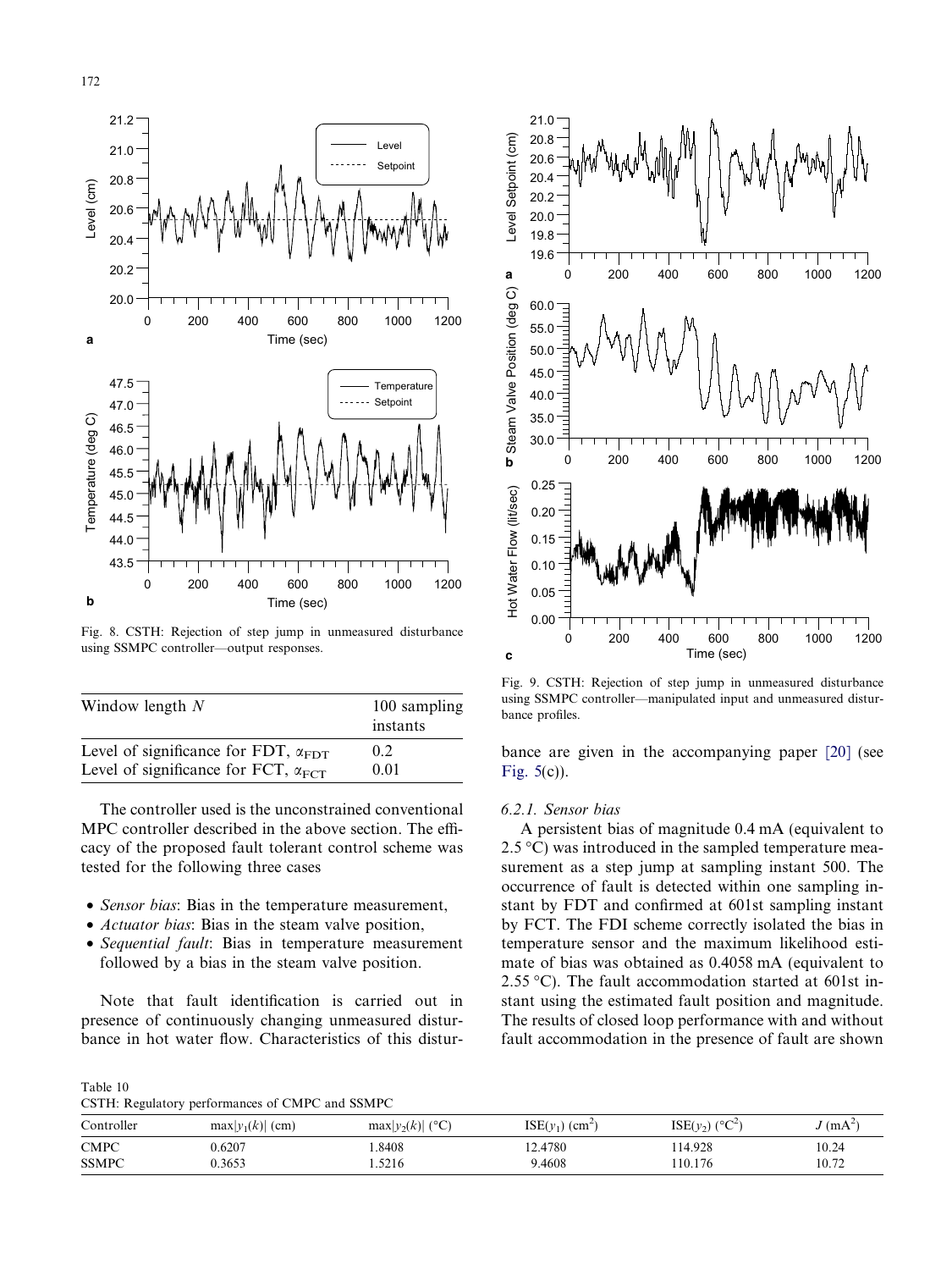Fig. 8. CSTH: Rejection of step jump in unmeasured disturbance using SSMPC controller—output responses.

Fig. 9. CSTH: Rejection of step jump in unmeasured disturbance using SSMPC controller—manipulated input and unmeasured disturbance profiles.

| Window length $N$ | 100 sampling instants |
|---|---|
| Level of significance for FDT, $\alpha_{\text{FDT}}$ | 0.2 |
| Level of significance for FCT, $\alpha_{\text{FCT}}$ | 0.01 |

The controller used is the unconstrained conventional MPC controller described in the above section. The efficacy of the proposed fault tolerant control scheme was tested for the following three cases

- *Sensor bias*: Bias in the temperature measurement,
- *Actuator bias*: Bias in the steam valve position,
- *Sequential fault*: Bias in temperature measurement followed by a bias in the steam valve position.

Note that fault identification is carried out in presence of continuously changing unmeasured disturbance in hot water flow. Characteristics of this disturbance are given in the accompanying paper [20] (see Fig. 5(c)).

#### 6.2.1. Sensor bias

A persistent bias of magnitude 0.4 mA (equivalent to 2.5 °C) was introduced in the sampled temperature measurement as a step jump at sampling instant 500. The occurrence of fault is detected within one sampling instant by FDT and confirmed at 601st sampling instant by FCT. The FDI scheme correctly isolated the bias in temperature sensor and the maximum likelihood estimate of bias was obtained as 0.4058 mA (equivalent to 2.55 °C). The fault accommodation started at 601st instant using the estimated fault position and magnitude. The results of closed loop performance with and without fault accommodation in the presence of fault are shown

Table 10
CSTH: Regulatory performances of CMPC and SSMPC

| Controller | $\max\|y_1(k)\|$ (cm) | $\max\|y_2(k)\|$ (°C) | $\text{ISE}(y_1)$ ($\text{cm}^2$) | $\text{ISE}(y_2)$ (°$\text{C}^2$) | $J$ ($\text{mA}^2$) |
|---|---|---|---|---|---|
| CMPC | 0.6207 | 1.8408 | 12.4780 | 114.928 | 10.24 |
| SSMPC | 0.3653 | 1.5216 | 9.4608 | 110.176 | 10.72 |